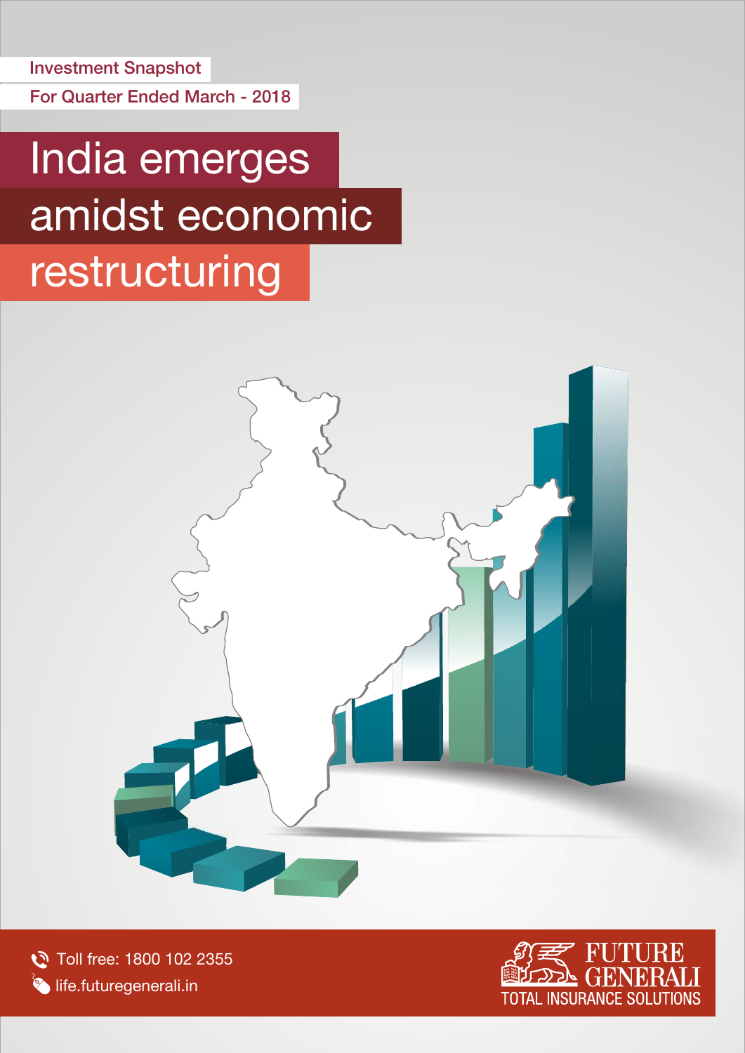Investment Snapshot

For Quarter Ended March - 2018

# India emerges amidst economic restructuring

Toll free: 1800 102 2355

life.futuregenerali.in

FUTURE GENERALI

TOTAL INSURANCE SOLUTIONS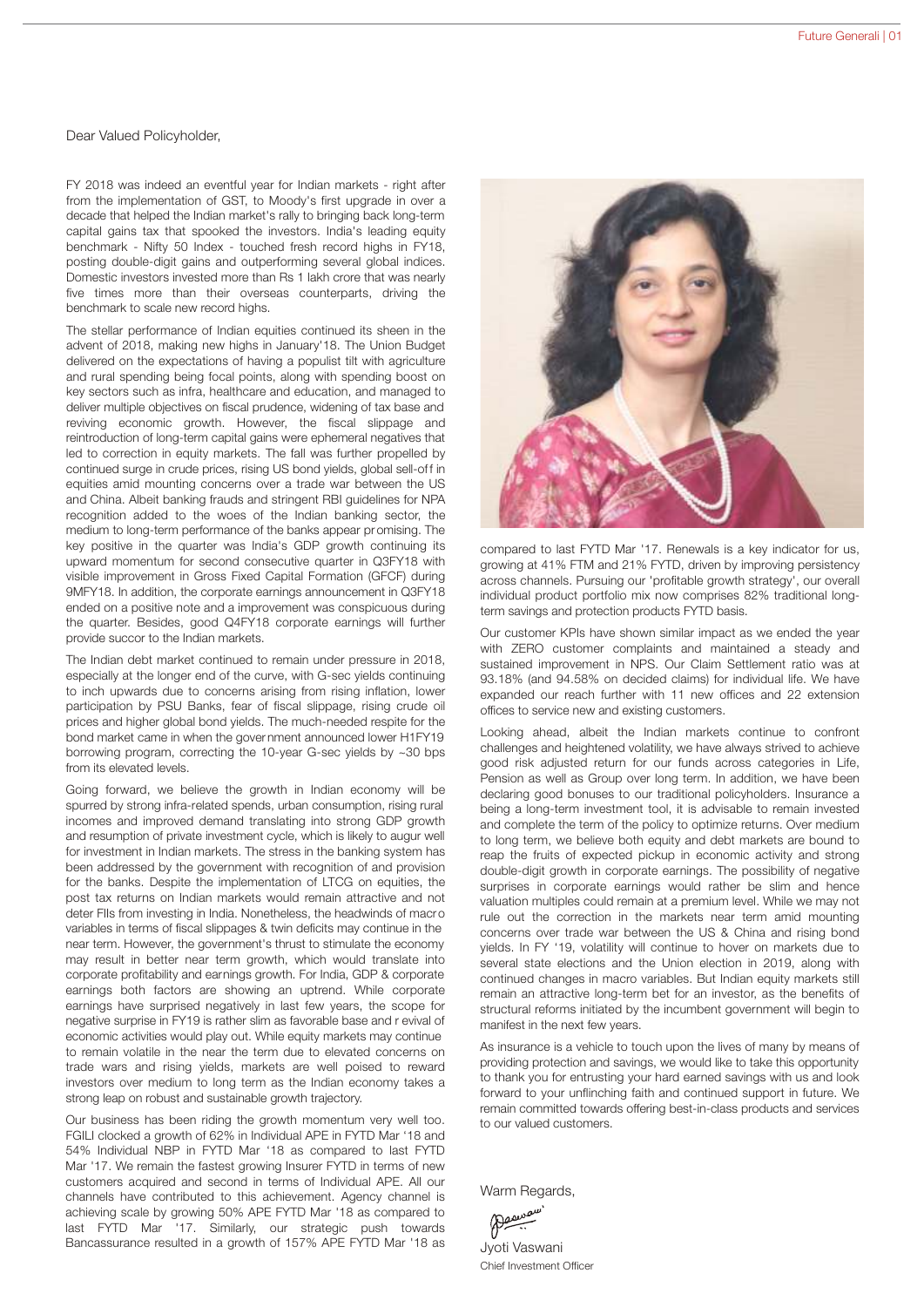Dear Valued Policyholder,

FY 2018 was indeed an eventful year for Indian markets - right after from the implementation of GST, to Moody's first upgrade in over a decade that helped the Indian market's rally to bringing back long-term capital gains tax that spooked the investors. India's leading equity benchmark - Nifty 50 Index - touched fresh record highs in FY18, posting double-digit gains and outperforming several global indices. Domestic investors invested more than Rs 1 lakh crore that was nearly five times more than their overseas counterparts, driving the benchmark to scale new record highs.

The stellar performance of Indian equities continued its sheen in the advent of 2018, making new highs in January'18. The Union Budget delivered on the expectations of having a populist tilt with agriculture and rural spending being focal points, along with spending boost on key sectors such as infra, healthcare and education, and managed to deliver multiple objectives on fiscal prudence, widening of tax base and reviving economic growth. However, the fiscal slippage and reintroduction of long-term capital gains were ephemeral negatives that led to correction in equity markets. The fall was further propelled by continued surge in crude prices, rising US bond yields, global sell-off in equities amid mounting concerns over a trade war between the US and China. Albeit banking frauds and stringent RBI guidelines for NPA recognition added to the woes of the Indian banking sector, the medium to long-term performance of the banks appear promising. The key positive in the quarter was India's GDP growth continuing its upward momentum for second consecutive quarter in Q3FY18 with visible improvement in Gross Fixed Capital Formation (GFCF) during 9MFY18. In addition, the corporate earnings announcement in Q3FY18 ended on a positive note and a improvement was conspicuous during the quarter. Besides, good Q4FY18 corporate earnings will further provide succor to the Indian markets.

The Indian debt market continued to remain under pressure in 2018, especially at the longer end of the curve, with G-sec yields continuing to inch upwards due to concerns arising from rising inflation, lower participation by PSU Banks, fear of fiscal slippage, rising crude oil prices and higher global bond yields. The much-needed respite for the bond market came in when the government announced lower H1FY19 borrowing program, correcting the 10-year G-sec yields by ~30 bps from its elevated levels.

Going forward, we believe the growth in Indian economy will be spurred by strong infra-related spends, urban consumption, rising rural incomes and improved demand translating into strong GDP growth and resumption of private investment cycle, which is likely to augur well for investment in Indian markets. The stress in the banking system has been addressed by the government with recognition of and provision for the banks. Despite the implementation of LTCG on equities, the post tax returns on Indian markets would remain attractive and not deter FIIs from investing in India. Nonetheless, the headwinds of macro variables in terms of fiscal slippages & twin deficits may continue in the near term. However, the government's thrust to stimulate the economy may result in better near term growth, which would translate into corporate profitability and earnings growth. For India, GDP & corporate earnings both factors are showing an uptrend. While corporate earnings have surprised negatively in last few years, the scope for negative surprise in FY19 is rather slim as favorable base and revival of economic activities would play out. While equity markets may continue to remain volatile in the near the term due to elevated concerns on trade wars and rising yields, markets are well poised to reward investors over medium to long term as the Indian economy takes a strong leap on robust and sustainable growth trajectory.

Our business has been riding the growth momentum very well too. FGILI clocked a growth of 62% in Individual APE in FYTD Mar '18 and 54% Individual NBP in FYTD Mar '18 as compared to last FYTD Mar '17. We remain the fastest growing Insurer FYTD in terms of new customers acquired and second in terms of Individual APE. All our channels have contributed to this achievement. Agency channel is achieving scale by growing 50% APE FYTD Mar '18 as compared to last FYTD Mar '17. Similarly, our strategic push towards Bancassurance resulted in a growth of 157% APE FYTD Mar '18 as compared to last FYTD Mar '17. Renewals is a key indicator for us, growing at 41% FTM and 21% FYTD, driven by improving persistency across channels. Pursuing our 'profitable growth strategy', our overall individual product portfolio mix now comprises 82% traditional long-term savings and protection products FYTD basis.

Our customer KPIs have shown similar impact as we ended the year with ZERO customer complaints and maintained a steady and sustained improvement in NPS. Our Claim Settlement ratio was at 93.18% (and 94.58% on decided claims) for individual life. We have expanded our reach further with 11 new offices and 22 extension offices to service new and existing customers.

Looking ahead, albeit the Indian markets continue to confront challenges and heightened volatility, we have always strived to achieve good risk adjusted return for our funds across categories in Life, Pension as well as Group over long term. In addition, we have been declaring good bonuses to our traditional policyholders. Insurance a being a long-term investment tool, it is advisable to remain invested and complete the term of the policy to optimize returns. Over medium to long term, we believe both equity and debt markets are bound to reap the fruits of expected pickup in economic activity and strong double-digit growth in corporate earnings. The possibility of negative surprises in corporate earnings would rather be slim and hence valuation multiples could remain at a premium level. While we may not rule out the correction in the markets near term amid mounting concerns over trade war between the US & China and rising bond yields. In FY '19, volatility will continue to hover on markets due to several state elections and the Union election in 2019, along with continued changes in macro variables. But Indian equity markets still remain an attractive long-term bet for an investor, as the benefits of structural reforms initiated by the incumbent government will begin to manifest in the next few years.

As insurance is a vehicle to touch upon the lives of many by means of providing protection and savings, we would like to take this opportunity to thank you for entrusting your hard earned savings with us and look forward to your unflinching faith and continued support in future. We remain committed towards offering best-in-class products and services to our valued customers.

Warm Regards,

Jyoti Vaswani
Chief Investment Officer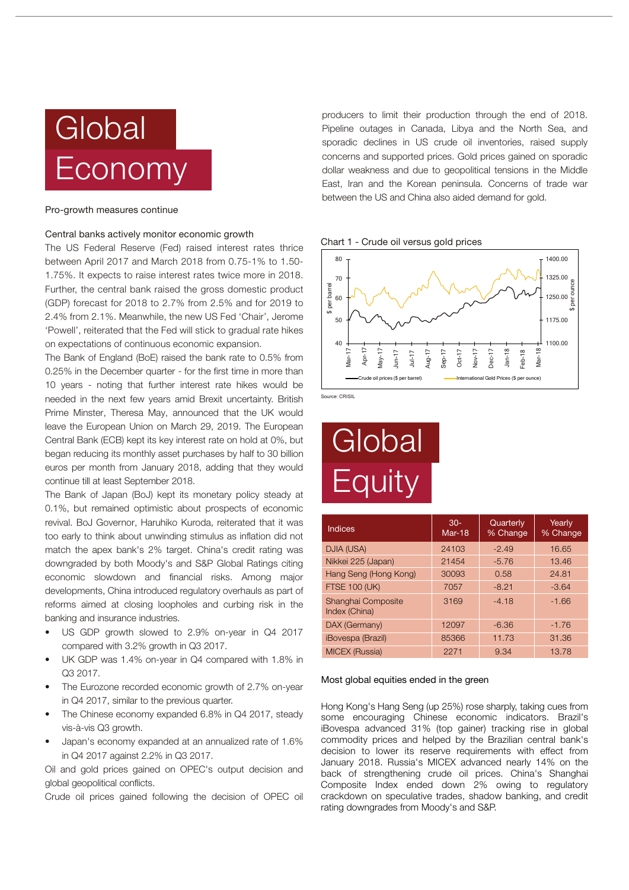# Global Economy

Pro-growth measures continue

### Central banks actively monitor economic growth

The US Federal Reserve (Fed) raised interest rates thrice between April 2017 and March 2018 from 0.75-1% to 1.50-1.75%. It expects to raise interest rates twice more in 2018. Further, the central bank raised the gross domestic product (GDP) forecast for 2018 to 2.7% from 2.5% and for 2019 to 2.4% from 2.1%. Meanwhile, the new US Fed 'Chair', Jerome 'Powell', reiterated that the Fed will stick to gradual rate hikes on expectations of continuous economic expansion.

The Bank of England (BoE) raised the bank rate to 0.5% from 0.25% in the December quarter - for the first time in more than 10 years - noting that further interest rate hikes would be needed in the next few years amid Brexit uncertainty. British Prime Minster, Theresa May, announced that the UK would leave the European Union on March 29, 2019. The European Central Bank (ECB) kept its key interest rate on hold at 0%, but began reducing its monthly asset purchases by half to 30 billion euros per month from January 2018, adding that they would continue till at least September 2018.

The Bank of Japan (BoJ) kept its monetary policy steady at 0.1%, but remained optimistic about prospects of economic revival. BoJ Governor, Haruhiko Kuroda, reiterated that it was too early to think about unwinding stimulus as inflation did not match the apex bank's 2% target. China's credit rating was downgraded by both Moody's and S&P Global Ratings citing economic slowdown and financial risks. Among major developments, China introduced regulatory overhauls as part of reforms aimed at closing loopholes and curbing risk in the banking and insurance industries.

- US GDP growth slowed to 2.9% on-year in Q4 2017 compared with 3.2% growth in Q3 2017.
- UK GDP was 1.4% on-year in Q4 compared with 1.8% in Q3 2017.
- The Eurozone recorded economic growth of 2.7% on-year in Q4 2017, similar to the previous quarter.
- The Chinese economy expanded 6.8% in Q4 2017, steady vis-à-vis Q3 growth.
- Japan's economy expanded at an annualized rate of 1.6% in Q4 2017 against 2.2% in Q3 2017.

Oil and gold prices gained on OPEC's output decision and global geopolitical conflicts.

Crude oil prices gained following the decision of OPEC oil producers to limit their production through the end of 2018. Pipeline outages in Canada, Libya and the North Sea, and sporadic declines in US crude oil inventories, raised supply concerns and supported prices. Gold prices gained on sporadic dollar weakness and due to geopolitical tensions in the Middle East, Iran and the Korean peninsula. Concerns of trade war between the US and China also aided demand for gold.

Chart 1 - Crude oil versus gold prices

Source: CRISIL

# Global Equity

| Indices | 30-Mar-18 | Quarterly % Change | Yearly % Change |
|---|---|---|---|
| DJIA (USA) | 24103 | -2.49 | 16.65 |
| Nikkei 225 (Japan) | 21454 | -5.76 | 13.46 |
| Hang Seng (Hong Kong) | 30093 | 0.58 | 24.81 |
| FTSE 100 (UK) | 7057 | -8.21 | -3.64 |
| Shanghai Composite Index (China) | 3169 | -4.18 | -1.66 |
| DAX (Germany) | 12097 | -6.36 | -1.76 |
| iBovespa (Brazil) | 85366 | 11.73 | 31.36 |
| MICEX (Russia) | 2271 | 9.34 | 13.78 |

### Most global equities ended in the green

Hong Kong's Hang Seng (up 25%) rose sharply, taking cues from some encouraging Chinese economic indicators. Brazil's iBovespa advanced 31% (top gainer) tracking rise in global commodity prices and helped by the Brazilian central bank's decision to lower its reserve requirements with effect from January 2018. Russia's MICEX advanced nearly 14% on the back of strengthening crude oil prices. China's Shanghai Composite Index ended down 2% owing to regulatory crackdown on speculative trades, shadow banking, and credit rating downgrades from Moody's and S&P.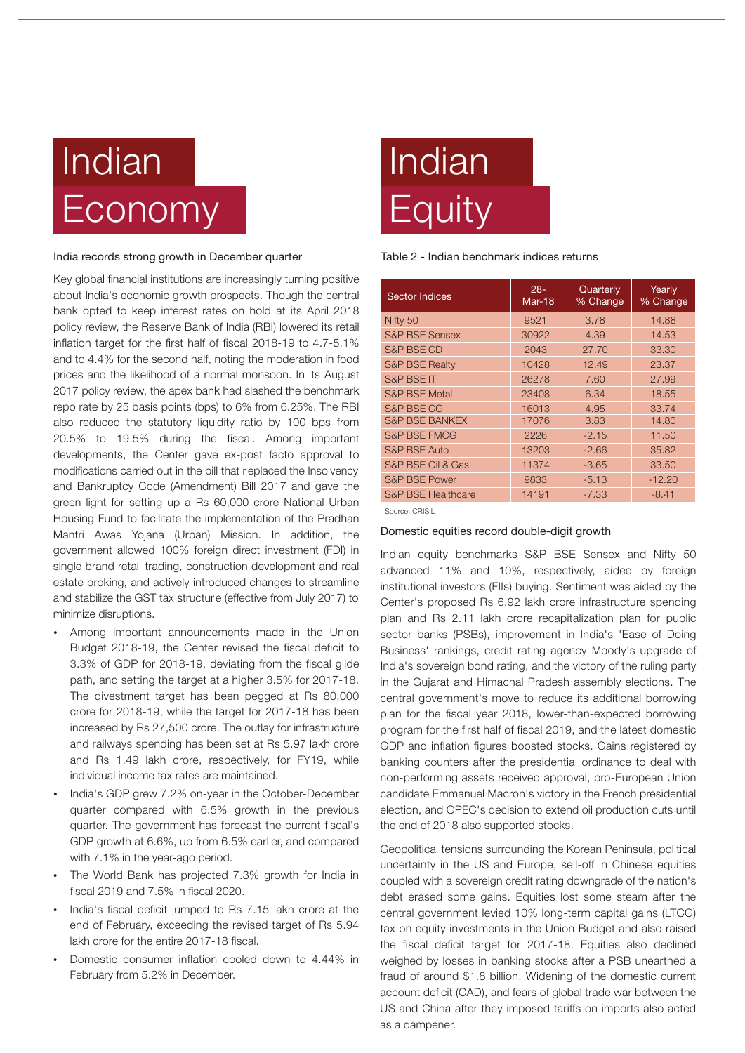# Indian Economy

## India records strong growth in December quarter

Key global financial institutions are increasingly turning positive about India's economic growth prospects. Though the central bank opted to keep interest rates on hold at its April 2018 policy review, the Reserve Bank of India (RBI) lowered its retail inflation target for the first half of fiscal 2018-19 to 4.7-5.1% and to 4.4% for the second half, noting the moderation in food prices and the likelihood of a normal monsoon. In its August 2017 policy review, the apex bank had slashed the benchmark repo rate by 25 basis points (bps) to 6% from 6.25%. The RBI also reduced the statutory liquidity ratio by 100 bps from 20.5% to 19.5% during the fiscal. Among important developments, the Center gave ex-post facto approval to modifications carried out in the bill that replaced the Insolvency and Bankruptcy Code (Amendment) Bill 2017 and gave the green light for setting up a Rs 60,000 crore National Urban Housing Fund to facilitate the implementation of the Pradhan Mantri Awas Yojana (Urban) Mission. In addition, the government allowed 100% foreign direct investment (FDI) in single brand retail trading, construction development and real estate broking, and actively introduced changes to streamline and stabilize the GST tax structure (effective from July 2017) to minimize disruptions.

- Among important announcements made in the Union Budget 2018-19, the Center revised the fiscal deficit to 3.3% of GDP for 2018-19, deviating from the fiscal glide path, and setting the target at a higher 3.5% for 2017-18. The divestment target has been pegged at Rs 80,000 crore for 2018-19, while the target for 2017-18 has been increased by Rs 27,500 crore. The outlay for infrastructure and railways spending has been set at Rs 5.97 lakh crore and Rs 1.49 lakh crore, respectively, for FY19, while individual income tax rates are maintained.
- India's GDP grew 7.2% on-year in the October-December quarter compared with 6.5% growth in the previous quarter. The government has forecast the current fiscal's GDP growth at 6.6%, up from 6.5% earlier, and compared with 7.1% in the year-ago period.
- The World Bank has projected 7.3% growth for India in fiscal 2019 and 7.5% in fiscal 2020.
- India's fiscal deficit jumped to Rs 7.15 lakh crore at the end of February, exceeding the revised target of Rs 5.94 lakh crore for the entire 2017-18 fiscal.
- Domestic consumer inflation cooled down to 4.44% in February from 5.2% in December.

# Indian Equity

Table 2 - Indian benchmark indices returns

| Sector Indices | 28-Mar-18 | Quarterly % Change | Yearly % Change |
|---|---|---|---|
| Nifty 50 | 9521 | 3.78 | 14.88 |
| S&P BSE Sensex | 30922 | 4.39 | 14.53 |
| S&P BSE CD | 2043 | 27.70 | 33.30 |
| S&P BSE Realty | 10428 | 12.49 | 23.37 |
| S&P BSE IT | 26278 | 7.60 | 27.99 |
| S&P BSE Metal | 23408 | 6.34 | 18.55 |
| S&P BSE CG | 16013 | 4.95 | 33.74 |
| S&P BSE BANKEX | 17076 | 3.83 | 14.80 |
| S&P BSE FMCG | 2226 | -2.15 | 11.50 |
| S&P BSE Auto | 13203 | -2.66 | 35.82 |
| S&P BSE Oil & Gas | 11374 | -3.65 | 33.50 |
| S&P BSE Power | 9833 | -5.13 | -12.20 |
| S&P BSE Healthcare | 14191 | -7.33 | -8.41 |

Source: CRISIL

## Domestic equities record double-digit growth

Indian equity benchmarks S&P BSE Sensex and Nifty 50 advanced 11% and 10%, respectively, aided by foreign institutional investors (FIIs) buying. Sentiment was aided by the Center's proposed Rs 6.92 lakh crore infrastructure spending plan and Rs 2.11 lakh crore recapitalization plan for public sector banks (PSBs), improvement in India's 'Ease of Doing Business' rankings, credit rating agency Moody's upgrade of India's sovereign bond rating, and the victory of the ruling party in the Gujarat and Himachal Pradesh assembly elections. The central government's move to reduce its additional borrowing plan for the fiscal year 2018, lower-than-expected borrowing program for the first half of fiscal 2019, and the latest domestic GDP and inflation figures boosted stocks. Gains registered by banking counters after the presidential ordinance to deal with non-performing assets received approval, pro-European Union candidate Emmanuel Macron's victory in the French presidential election, and OPEC's decision to extend oil production cuts until the end of 2018 also supported stocks.

Geopolitical tensions surrounding the Korean Peninsula, political uncertainty in the US and Europe, sell-off in Chinese equities coupled with a sovereign credit rating downgrade of the nation's debt erased some gains. Equities lost some steam after the central government levied 10% long-term capital gains (LTCG) tax on equity investments in the Union Budget and also raised the fiscal deficit target for 2017-18. Equities also declined weighed by losses in banking stocks after a PSB unearthed a fraud of around $1.8 billion. Widening of the domestic current account deficit (CAD), and fears of global trade war between the US and China after they imposed tariffs on imports also acted as a dampener.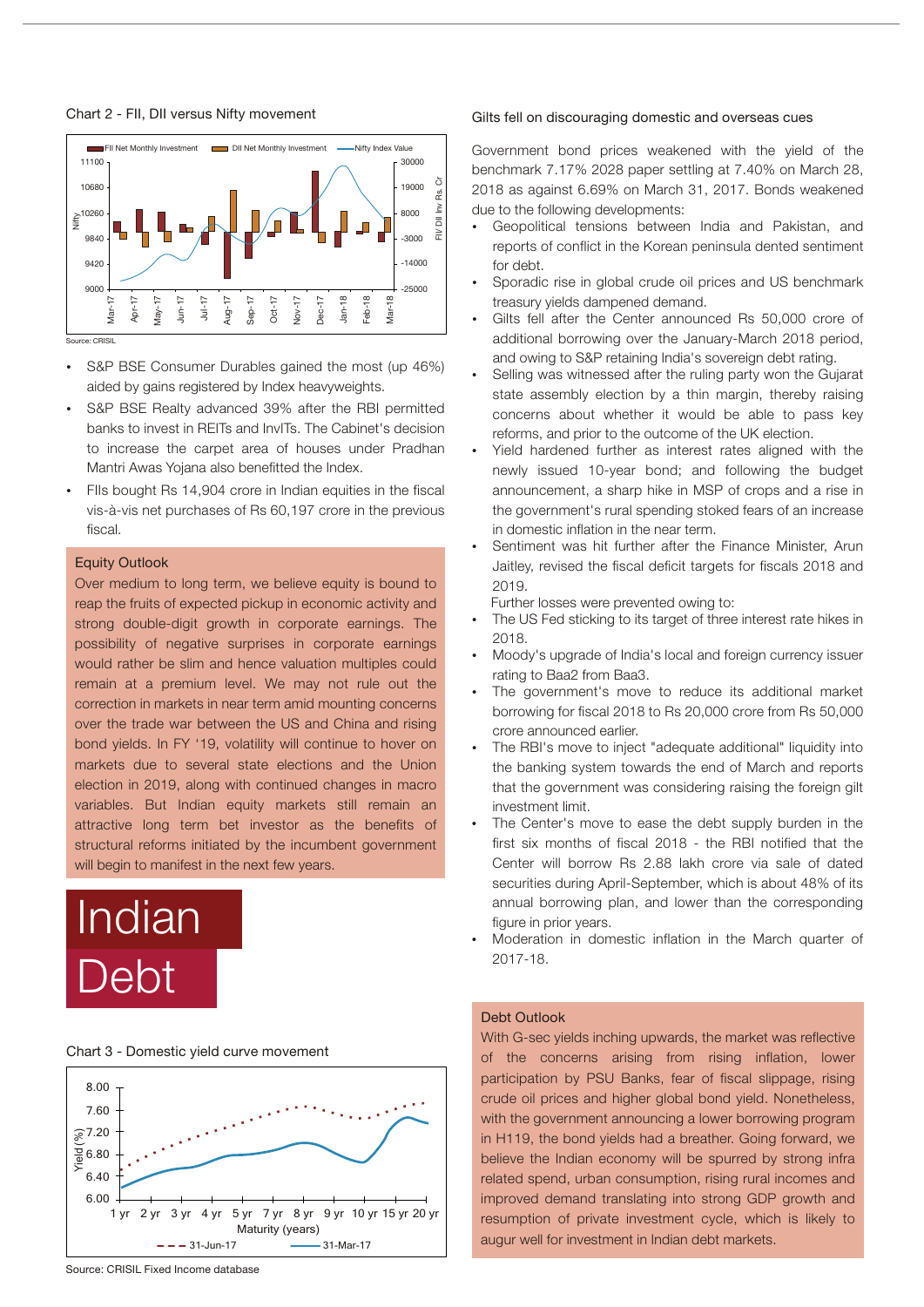Chart 2 - FII, DII versus Nifty movement

Source: CRISIL

- S&P BSE Consumer Durables gained the most (up 46%) aided by gains registered by Index heavyweights.
- S&P BSE Realty advanced 39% after the RBI permitted banks to invest in REITs and InvITs. The Cabinet's decision to increase the carpet area of houses under Pradhan Mantri Awas Yojana also benefitted the Index.
- FIIs bought Rs 14,904 crore in Indian equities in the fiscal vis-à-vis net purchases of Rs 60,197 crore in the previous fiscal.

### Equity Outlook

Over medium to long term, we believe equity is bound to reap the fruits of expected pickup in economic activity and strong double-digit growth in corporate earnings. The possibility of negative surprises in corporate earnings would rather be slim and hence valuation multiples could remain at a premium level. We may not rule out the correction in markets in near term amid mounting concerns over the trade war between the US and China and rising bond yields. In FY '19, volatility will continue to hover on markets due to several state elections and the Union election in 2019, along with continued changes in macro variables. But Indian equity markets still remain an attractive long term bet investor as the benefits of structural reforms initiated by the incumbent government will begin to manifest in the next few years.

# Indian Debt

Chart 3 - Domestic yield curve movement

Source: CRISIL Fixed Income database

### Gilts fell on discouraging domestic and overseas cues

Government bond prices weakened with the yield of the benchmark 7.17% 2028 paper settling at 7.40% on March 28, 2018 as against 6.69% on March 31, 2017. Bonds weakened due to the following developments:

- Geopolitical tensions between India and Pakistan, and reports of conflict in the Korean peninsula dented sentiment for debt.
- Sporadic rise in global crude oil prices and US benchmark treasury yields dampened demand.
- Gilts fell after the Center announced Rs 50,000 crore of additional borrowing over the January-March 2018 period, and owing to S&P retaining India's sovereign debt rating.
- Selling was witnessed after the ruling party won the Gujarat state assembly election by a thin margin, thereby raising concerns about whether it would be able to pass key reforms, and prior to the outcome of the UK election.
- Yield hardened further as interest rates aligned with the newly issued 10-year bond; and following the budget announcement, a sharp hike in MSP of crops and a rise in the government's rural spending stoked fears of an increase in domestic inflation in the near term.
- Sentiment was hit further after the Finance Minister, Arun Jaitley, revised the fiscal deficit targets for fiscals 2018 and 2019.

Further losses were prevented owing to:

- The US Fed sticking to its target of three interest rate hikes in 2018.
- Moody's upgrade of India's local and foreign currency issuer rating to Baa2 from Baa3.
- The government's move to reduce its additional market borrowing for fiscal 2018 to Rs 20,000 crore from Rs 50,000 crore announced earlier.
- The RBI's move to inject "adequate additional" liquidity into the banking system towards the end of March and reports that the government was considering raising the foreign gilt investment limit.
- The Center's move to ease the debt supply burden in the first six months of fiscal 2018 - the RBI notified that the Center will borrow Rs 2.88 lakh crore via sale of dated securities during April-September, which is about 48% of its annual borrowing plan, and lower than the corresponding figure in prior years.
- Moderation in domestic inflation in the March quarter of 2017-18.

### Debt Outlook

With G-sec yields inching upwards, the market was reflective of the concerns arising from rising inflation, lower participation by PSU Banks, fear of fiscal slippage, rising crude oil prices and higher global bond yield. Nonetheless, with the government announcing a lower borrowing program in H119, the bond yields had a breather. Going forward, we believe the Indian economy will be spurred by strong infra related spend, urban consumption, rising rural incomes and improved demand translating into strong GDP growth and resumption of private investment cycle, which is likely to augur well for investment in Indian debt markets.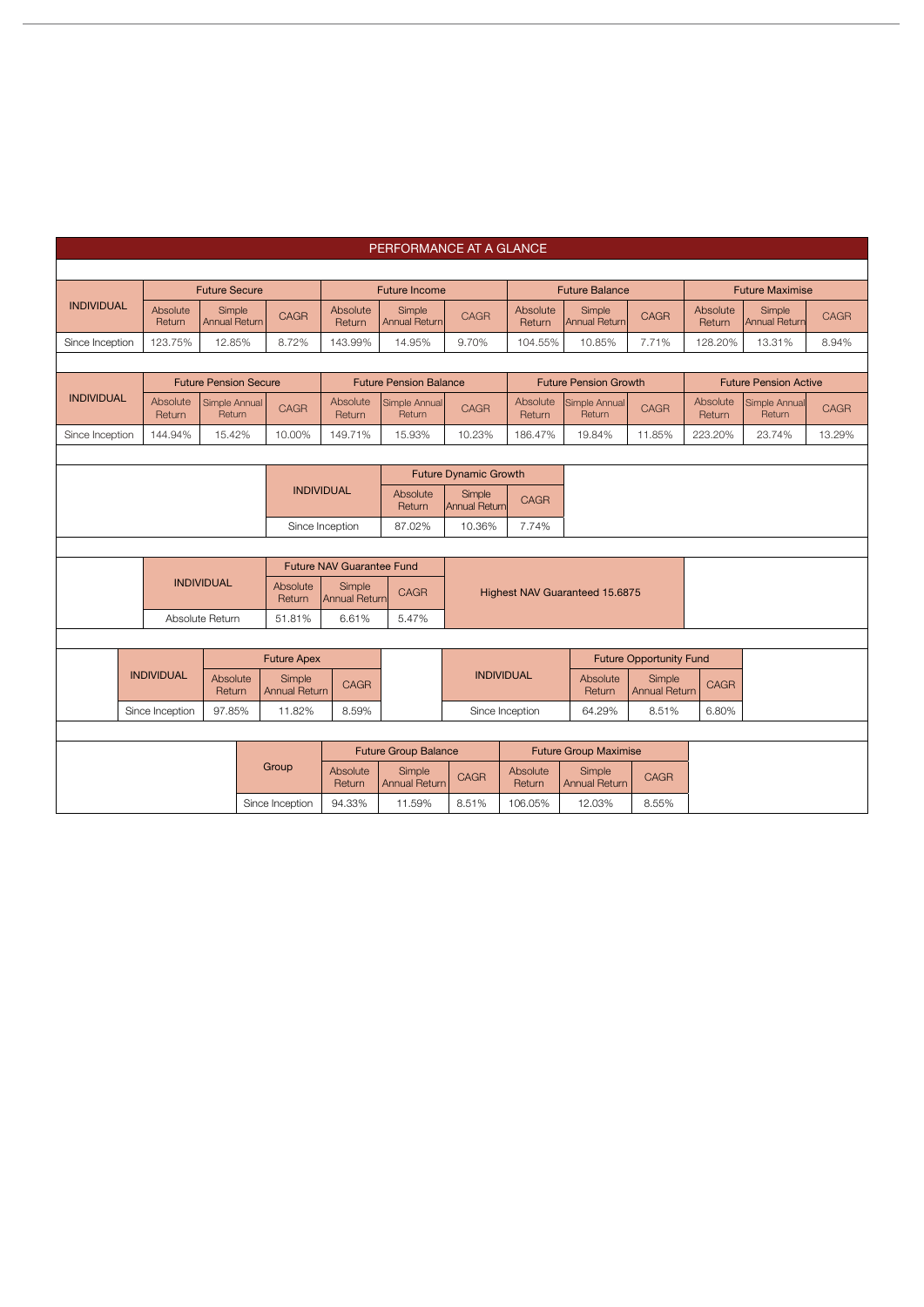## PERFORMANCE AT A GLANCE

| INDIVIDUAL | Future Secure | | | Future Income | | | Future Balance | | | Future Maximise | | |
|---|---|---|---|---|---|---|---|---|---|---|---|---|
| | Absolute Return | Simple Annual Return | CAGR | Absolute Return | Simple Annual Return | CAGR | Absolute Return | Simple Annual Return | CAGR | Absolute Return | Simple Annual Return | CAGR |
| Since Inception | 123.75% | 12.85% | 8.72% | 143.99% | 14.95% | 9.70% | 104.55% | 10.85% | 7.71% | 128.20% | 13.31% | 8.94% |

| INDIVIDUAL | Future Pension Secure | | | Future Pension Balance | | | Future Pension Growth | | | Future Pension Active | | |
|---|---|---|---|---|---|---|---|---|---|---|---|---|
| | Absolute Return | Simple Annual Return | CAGR | Absolute Return | Simple Annual Return | CAGR | Absolute Return | Simple Annual Return | CAGR | Absolute Return | Simple Annual Return | CAGR |
| Since Inception | 144.94% | 15.42% | 10.00% | 149.71% | 15.93% | 10.23% | 186.47% | 19.84% | 11.85% | 223.20% | 23.74% | 13.29% |

| INDIVIDUAL | Future Dynamic Growth | | |
|---|---|---|---|
| | Absolute Return | Simple Annual Return | CAGR |
| Since Inception | 87.02% | 10.36% | 7.74% |

| INDIVIDUAL | Future NAV Guarantee Fund | | | |
|---|---|---|---|---|
| | Absolute Return | Simple Annual Return | CAGR | Highest NAV Guaranteed 15.6875 |
| Absolute Return | 51.81% | 6.61% | 5.47% | |

| INDIVIDUAL | Future Apex | | |
|---|---|---|---|
| | Absolute Return | Simple Annual Return | CAGR |
| Since Inception | 97.85% | 11.82% | 8.59% |

| INDIVIDUAL | Future Opportunity Fund | | |
|---|---|---|---|
| | Absolute Return | Simple Annual Return | CAGR |
| Since Inception | 64.29% | 8.51% | 6.80% |

| Group | Future Group Balance | | | Future Group Maximise | | |
|---|---|---|---|---|---|---|
| | Absolute Return | Simple Annual Return | CAGR | Absolute Return | Simple Annual Return | CAGR |
| Since Inception | 94.33% | 11.59% | 8.51% | 106.05% | 12.03% | 8.55% |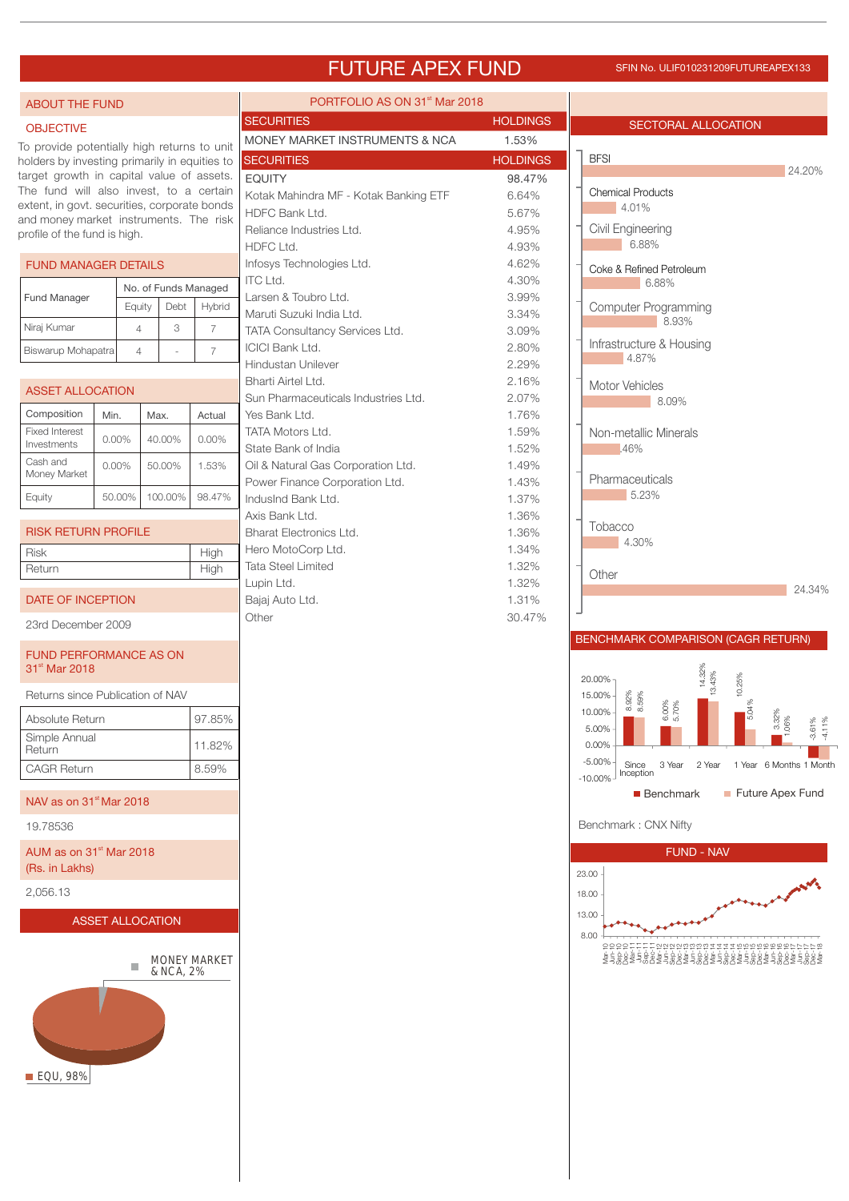# FUTURE APEX FUND

SFIN No. ULIF010231209FUTUREAPEX133

## ABOUT THE FUND

### OBJECTIVE

To provide potentially high returns to unit holders by investing primarily in equities to target growth in capital value of assets. The fund will also invest, to a certain extent, in govt. securities, corporate bonds and money market instruments. The risk profile of the fund is high.

### FUND MANAGER DETAILS

| Fund Manager | No. of Funds Managed | | |
|---|---|---|---|
| | Equity | Debt | Hybrid |
| Niraj Kumar | 4 | 3 | 7 |
| Biswarup Mohapatra | 4 | - | 7 |

### ASSET ALLOCATION

| Composition | Min. | Max. | Actual |
|---|---|---|---|
| Fixed Interest Investments | 0.00% | 40.00% | 0.00% |
| Cash and Money Market | 0.00% | 50.00% | 1.53% |
| Equity | 50.00% | 100.00% | 98.47% |

### RISK RETURN PROFILE

| Risk | High |
|---|---|
| Return | High |

### DATE OF INCEPTION

23rd December 2009

### FUND PERFORMANCE AS ON 31st Mar 2018

Returns since Publication of NAV

| Absolute Return | 97.85% |
|---|---|
| Simple Annual Return | 11.82% |
| CAGR Return | 8.59% |

### NAV as on 31st Mar 2018

19.78536

### AUM as on 31st Mar 2018 (Rs. in Lakhs)

2,056.13

### ASSET ALLOCATION

MONEY MARKET & NCA, 2%

EQU, 98%

## PORTFOLIO AS ON 31st Mar 2018

| SECURITIES | HOLDINGS |
|---|---|
| MONEY MARKET INSTRUMENTS & NCA | 1.53% |

| SECURITIES | HOLDINGS |
|---|---|
| EQUITY | 98.47% |
| Kotak Mahindra MF - Kotak Banking ETF | 6.64% |
| HDFC Bank Ltd. | 5.67% |
| Reliance Industries Ltd. | 4.95% |
| HDFC Ltd. | 4.93% |
| Infosys Technologies Ltd. | 4.62% |
| ITC Ltd. | 4.30% |
| Larsen & Toubro Ltd. | 3.99% |
| Maruti Suzuki India Ltd. | 3.34% |
| TATA Consultancy Services Ltd. | 3.09% |
| ICICI Bank Ltd. | 2.80% |
| Hindustan Unilever | 2.29% |
| Bharti Airtel Ltd. | 2.16% |
| Sun Pharmaceuticals Industries Ltd. | 2.07% |
| Yes Bank Ltd. | 1.76% |
| TATA Motors Ltd. | 1.59% |
| State Bank of India | 1.52% |
| Oil & Natural Gas Corporation Ltd. | 1.49% |
| Power Finance Corporation Ltd. | 1.43% |
| IndusInd Bank Ltd. | 1.37% |
| Axis Bank Ltd. | 1.36% |
| Bharat Electronics Ltd. | 1.36% |
| Hero MotoCorp Ltd. | 1.34% |
| Tata Steel Limited | 1.32% |
| Lupin Ltd. | 1.32% |
| Bajaj Auto Ltd. | 1.31% |
| Other | 30.47% |

## SECTORAL ALLOCATION

| Sector | Allocation |
|---|---|
| BFSI | 24.20% |
| Chemical Products | 4.01% |
| Civil Engineering | 6.88% |
| Coke & Refined Petroleum | 6.88% |
| Computer Programming | 8.93% |
| Infrastructure & Housing | 4.87% |
| Motor Vehicles | 8.09% |
| Non-metallic Minerals | .46% |
| Pharmaceuticals | 5.23% |
| Tobacco | 4.30% |
| Other | 24.34% |

## BENCHMARK COMPARISON (CAGR RETURN)

| Period | Benchmark | Future Apex Fund |
|---|---|---|
| Since Inception | 8.92% | 8.59% |
| 3 Year | 6.00% | 5.70% |
| 2 Year | 14.32% | 13.43% |
| 1 Year | 10.25% | 5.04% |
| 6 Months | 3.32% | 1.06% |
| 1 Month | -3.61% | -4.11% |

Benchmark : CNX Nifty

## FUND - NAV

NAV chart from Mar-10 to Mar-18 (scale 8.00 to 23.00).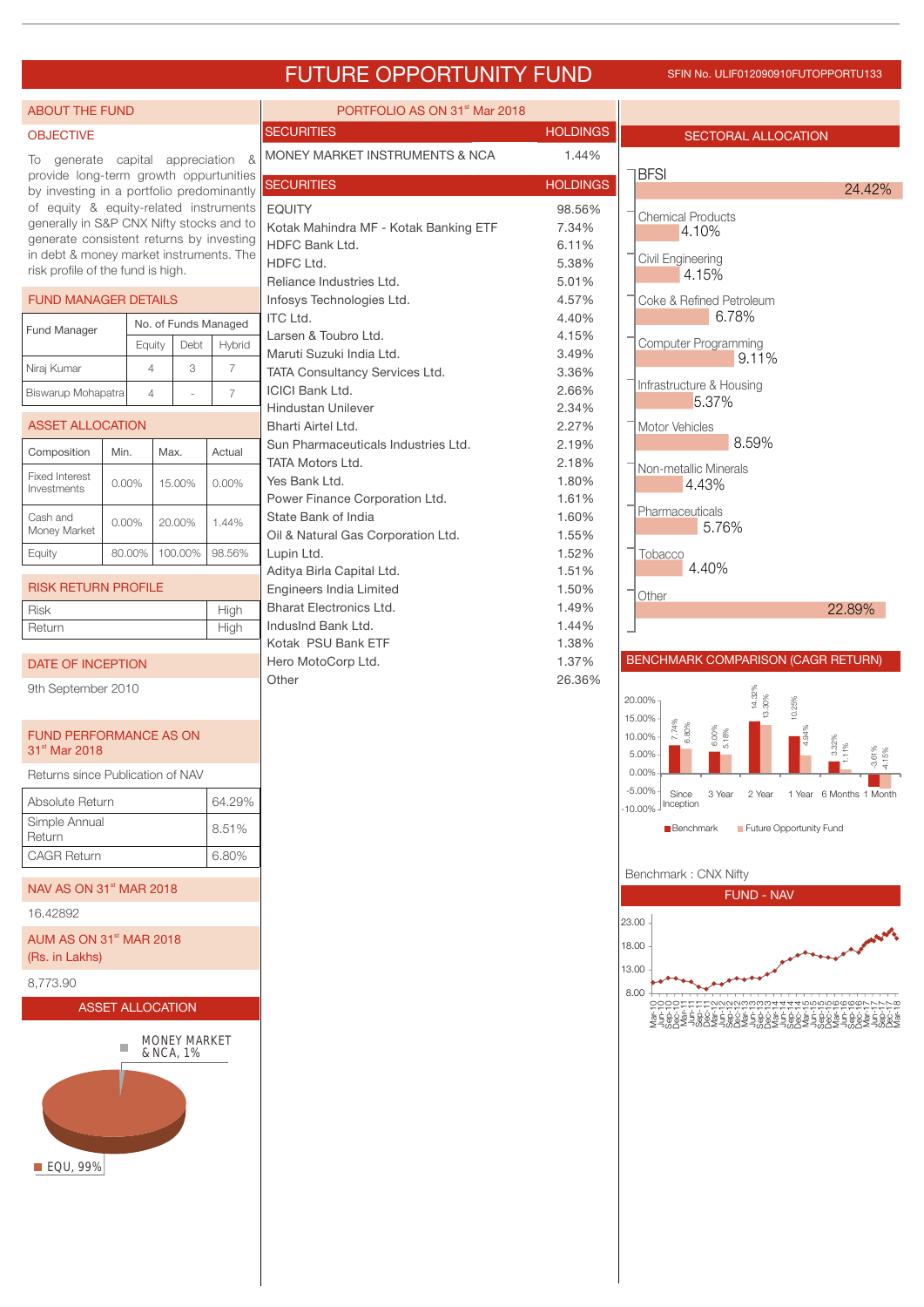# FUTURE OPPORTUNITY FUND

SFIN No. ULIF012090910FUTOPPORTU133

## ABOUT THE FUND

### OBJECTIVE

To generate capital appreciation & provide long-term growth oppurtunities by investing in a portfolio predominantly of equity & equity-related instruments generally in S&P CNX Nifty stocks and to generate consistent returns by investing in debt & money market instruments. The risk profile of the fund is high.

### FUND MANAGER DETAILS

| Fund Manager | No. of Funds Managed | | |
|---|---|---|---|
| | Equity | Debt | Hybrid |
| Niraj Kumar | 4 | 3 | 7 |
| Biswarup Mohapatra | 4 | - | 7 |

### ASSET ALLOCATION

| Composition | Min. | Max. | Actual |
|---|---|---|---|
| Fixed Interest Investments | 0.00% | 15.00% | 0.00% |
| Cash and Money Market | 0.00% | 20.00% | 1.44% |
| Equity | 80.00% | 100.00% | 98.56% |

### RISK RETURN PROFILE

| | |
|---|---|
| Risk | High |
| Return | High |

### DATE OF INCEPTION

9th September 2010

### FUND PERFORMANCE AS ON 31st Mar 2018

Returns since Publication of NAV

| | |
|---|---|
| Absolute Return | 64.29% |
| Simple Annual Return | 8.51% |
| CAGR Return | 6.80% |

### NAV AS ON 31st MAR 2018

16.42892

### AUM AS ON 31st MAR 2018 (Rs. in Lakhs)

8,773.90

### ASSET ALLOCATION

MONEY MARKET & NCA, 1%

EQU, 99%

## PORTFOLIO AS ON 31st Mar 2018

| SECURITIES | HOLDINGS |
|---|---|
| MONEY MARKET INSTRUMENTS & NCA | 1.44% |

| SECURITIES | HOLDINGS |
|---|---|
| EQUITY | 98.56% |
| Kotak Mahindra MF - Kotak Banking ETF | 7.34% |
| HDFC Bank Ltd. | 6.11% |
| HDFC Ltd. | 5.38% |
| Reliance Industries Ltd. | 5.01% |
| Infosys Technologies Ltd. | 4.57% |
| ITC Ltd. | 4.40% |
| Larsen & Toubro Ltd. | 4.15% |
| Maruti Suzuki India Ltd. | 3.49% |
| TATA Consultancy Services Ltd. | 3.36% |
| ICICI Bank Ltd. | 2.66% |
| Hindustan Unilever | 2.34% |
| Bharti Airtel Ltd. | 2.27% |
| Sun Pharmaceuticals Industries Ltd. | 2.19% |
| TATA Motors Ltd. | 2.18% |
| Yes Bank Ltd. | 1.80% |
| Power Finance Corporation Ltd. | 1.61% |
| State Bank of India | 1.60% |
| Oil & Natural Gas Corporation Ltd. | 1.55% |
| Lupin Ltd. | 1.52% |
| Aditya Birla Capital Ltd. | 1.51% |
| Engineers India Limited | 1.50% |
| Bharat Electronics Ltd. | 1.49% |
| IndusInd Bank Ltd. | 1.44% |
| Kotak PSU Bank ETF | 1.38% |
| Hero MotoCorp Ltd. | 1.37% |
| Other | 26.36% |

## SECTORAL ALLOCATION

| Sector | Allocation |
|---|---|
| BFSI | 24.42% |
| Chemical Products | 4.10% |
| Civil Engineering | 4.15% |
| Coke & Refined Petroleum | 6.78% |
| Computer Programming | 9.11% |
| Infrastructure & Housing | 5.37% |
| Motor Vehicles | 8.59% |
| Non-metallic Minerals | 4.43% |
| Pharmaceuticals | 5.76% |
| Tobacco | 4.40% |
| Other | 22.89% |

## BENCHMARK COMPARISON (CAGR RETURN)

| | Since Inception | 3 Year | 2 Year | 1 Year | 6 Months | 1 Month |
|---|---|---|---|---|---|---|
| Benchmark | 7.74% | 6.00% | 14.32% | 10.25% | 3.32% | -3.61% |
| Future Opportunity Fund | 6.80% | 5.18% | 13.30% | 4.94% | 1.11% | -4.15% |

Benchmark : CNX Nifty

## FUND - NAV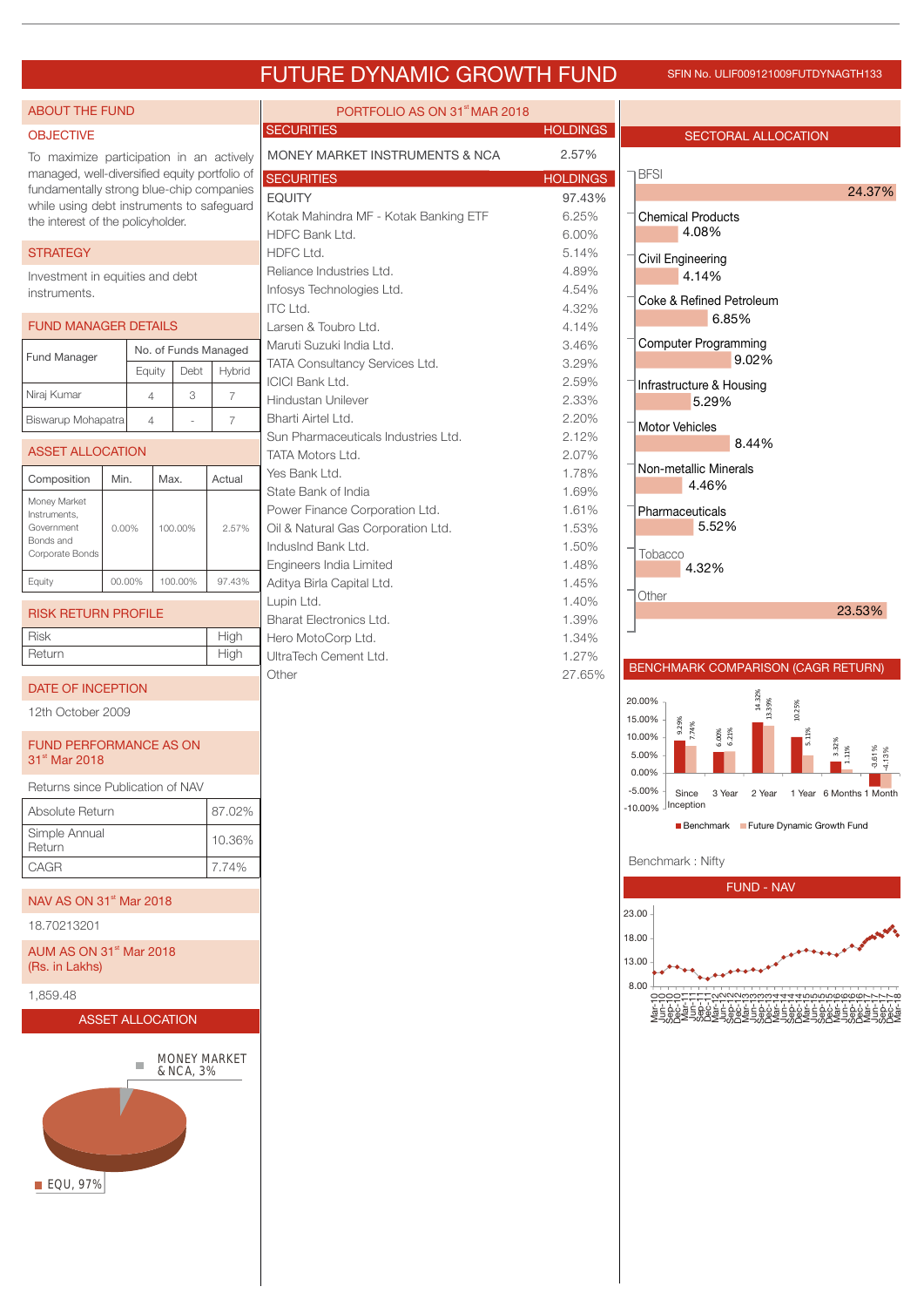# FUTURE DYNAMIC GROWTH FUND

SFIN No. ULIF009121009FUTDYNAGTH133

## ABOUT THE FUND

### OBJECTIVE

To maximize participation in an actively managed, well-diversified equity portfolio of fundamentally strong blue-chip companies while using debt instruments to safeguard the interest of the policyholder.

### STRATEGY

Investment in equities and debt instruments.

### FUND MANAGER DETAILS

| Fund Manager | No. of Funds Managed | | |
|---|---|---|---|
| | Equity | Debt | Hybrid |
| Niraj Kumar | 4 | 3 | 7 |
| Biswarup Mohapatra | 4 | - | 7 |

### ASSET ALLOCATION

| Composition | Min. | Max. | Actual |
|---|---|---|---|
| Money Market Instruments, Government Bonds and Corporate Bonds | 0.00% | 100.00% | 2.57% |
| Equity | 00.00% | 100.00% | 97.43% |

### RISK RETURN PROFILE

| | |
|---|---|
| Risk | High |
| Return | High |

### DATE OF INCEPTION

12th October 2009

### FUND PERFORMANCE AS ON 31st Mar 2018

Returns since Publication of NAV

| | |
|---|---|
| Absolute Return | 87.02% |
| Simple Annual Return | 10.36% |
| CAGR | 7.74% |

### NAV AS ON 31st Mar 2018

18.70213201

### AUM AS ON 31st Mar 2018 (Rs. in Lakhs)

1,859.48

### ASSET ALLOCATION

MONEY MARKET & NCA, 3%

EQU, 97%

## PORTFOLIO AS ON 31st MAR 2018

| SECURITIES | HOLDINGS |
|---|---|
| MONEY MARKET INSTRUMENTS & NCA | 2.57% |

| SECURITIES | HOLDINGS |
|---|---|
| EQUITY | 97.43% |
| Kotak Mahindra MF - Kotak Banking ETF | 6.25% |
| HDFC Bank Ltd. | 6.00% |
| HDFC Ltd. | 5.14% |
| Reliance Industries Ltd. | 4.89% |
| Infosys Technologies Ltd. | 4.54% |
| ITC Ltd. | 4.32% |
| Larsen & Toubro Ltd. | 4.14% |
| Maruti Suzuki India Ltd. | 3.46% |
| TATA Consultancy Services Ltd. | 3.29% |
| ICICI Bank Ltd. | 2.59% |
| Hindustan Unilever | 2.33% |
| Bharti Airtel Ltd. | 2.20% |
| Sun Pharmaceuticals Industries Ltd. | 2.12% |
| TATA Motors Ltd. | 2.07% |
| Yes Bank Ltd. | 1.78% |
| State Bank of India | 1.69% |
| Power Finance Corporation Ltd. | 1.61% |
| Oil & Natural Gas Corporation Ltd. | 1.53% |
| IndusInd Bank Ltd. | 1.50% |
| Engineers India Limited | 1.48% |
| Aditya Birla Capital Ltd. | 1.45% |
| Lupin Ltd. | 1.40% |
| Bharat Electronics Ltd. | 1.39% |
| Hero MotoCorp Ltd. | 1.34% |
| UltraTech Cement Ltd. | 1.27% |
| Other | 27.65% |

## SECTORAL ALLOCATION

| Sector | Allocation |
|---|---|
| BFSI | 24.37% |
| Chemical Products | 4.08% |
| Civil Engineering | 4.14% |
| Coke & Refined Petroleum | 6.85% |
| Computer Programming | 9.02% |
| Infrastructure & Housing | 5.29% |
| Motor Vehicles | 8.44% |
| Non-metallic Minerals | 4.46% |
| Pharmaceuticals | 5.52% |
| Tobacco | 4.32% |
| Other | 23.53% |

## BENCHMARK COMPARISON (CAGR RETURN)

| Period | Benchmark | Future Dynamic Growth Fund |
|---|---|---|
| Since Inception | 9.29% | 7.74% |
| 3 Year | 6.00% | 6.21% |
| 2 Year | 14.32% | 13.39% |
| 1 Year | 10.25% | 5.11% |
| 6 Months | 3.32% | 1.11% |
| 1 Month | -3.61% | -4.13% |

Benchmark : Nifty

## FUND - NAV

Mar-10 to Mar-18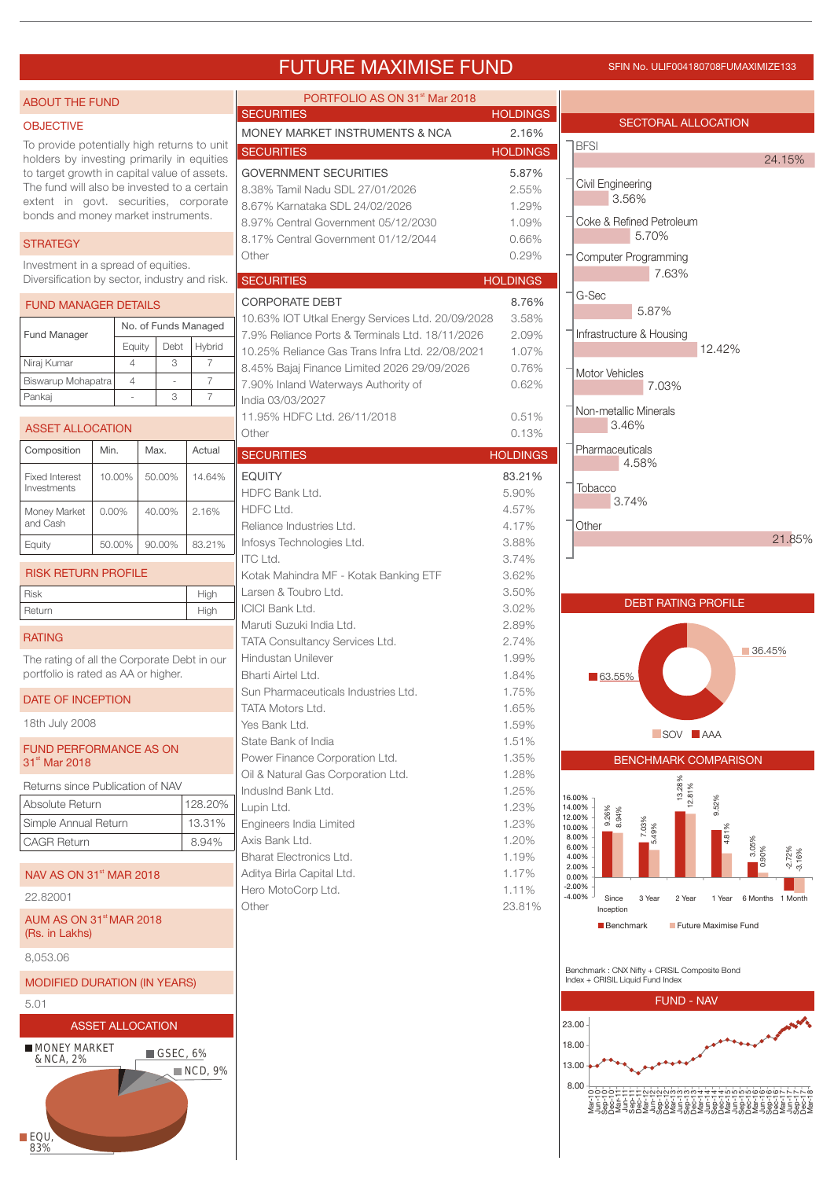# FUTURE MAXIMISE FUND

SFIN No. ULIF004180708FUMAXIMIZE133

## ABOUT THE FUND

### OBJECTIVE

To provide potentially high returns to unit holders by investing primarily in equities to target growth in capital value of assets. The fund will also be invested to a certain extent in govt. securities, corporate bonds and money market instruments.

### STRATEGY

Investment in a spread of equities. Diversification by sector, industry and risk.

### FUND MANAGER DETAILS

| Fund Manager | No. of Funds Managed | | |
|---|---|---|---|
| | Equity | Debt | Hybrid |
| Niraj Kumar | 4 | 3 | 7 |
| Biswarup Mohapatra | 4 | - | 7 |
| Pankaj | - | 3 | 7 |

### ASSET ALLOCATION

| Composition | Min. | Max. | Actual |
|---|---|---|---|
| Fixed Interest Investments | 10.00% | 50.00% | 14.64% |
| Money Market and Cash | 0.00% | 40.00% | 2.16% |
| Equity | 50.00% | 90.00% | 83.21% |

### RISK RETURN PROFILE

| Risk | High |
|---|---|
| Return | High |

### RATING

The rating of all the Corporate Debt in our portfolio is rated as AA or higher.

### DATE OF INCEPTION

18th July 2008

### FUND PERFORMANCE AS ON 31st Mar 2018

Returns since Publication of NAV

| Absolute Return | 128.20% |
|---|---|
| Simple Annual Return | 13.31% |
| CAGR Return | 8.94% |

### NAV AS ON 31st MAR 2018

22.82001

### AUM AS ON 31st MAR 2018 (Rs. in Lakhs)

8,053.06

### MODIFIED DURATION (IN YEARS)

5.01

### ASSET ALLOCATION

MONEY MARKET & NCA, 2%; GSEC, 6%; NCD, 9%; EQU, 83%

## PORTFOLIO AS ON 31st Mar 2018

| SECURITIES | HOLDINGS |
|---|---|
| MONEY MARKET INSTRUMENTS & NCA | 2.16% |

| SECURITIES | HOLDINGS |
|---|---|
| GOVERNMENT SECURITIES | 5.87% |
| 8.38% Tamil Nadu SDL 27/01/2026 | 2.55% |
| 8.67% Karnataka SDL 24/02/2026 | 1.29% |
| 8.97% Central Government 05/12/2030 | 1.09% |
| 8.17% Central Government 01/12/2044 | 0.66% |
| Other | 0.29% |

| SECURITIES | HOLDINGS |
|---|---|
| CORPORATE DEBT | 8.76% |
| 10.63% IOT Utkal Energy Services Ltd. 20/09/2028 | 3.58% |
| 7.9% Reliance Ports & Terminals Ltd. 18/11/2026 | 2.09% |
| 10.25% Reliance Gas Trans Infra Ltd. 22/08/2021 | 1.07% |
| 8.45% Bajaj Finance Limited 2026 29/09/2026 | 0.76% |
| 7.90% Inland Waterways Authority of India 03/03/2027 | 0.62% |
| 11.95% HDFC Ltd. 26/11/2018 | 0.51% |
| Other | 0.13% |

| SECURITIES | HOLDINGS |
|---|---|
| EQUITY | 83.21% |
| HDFC Bank Ltd. | 5.90% |
| HDFC Ltd. | 4.57% |
| Reliance Industries Ltd. | 4.17% |
| Infosys Technologies Ltd. | 3.88% |
| ITC Ltd. | 3.74% |
| Kotak Mahindra MF - Kotak Banking ETF | 3.62% |
| Larsen & Toubro Ltd. | 3.50% |
| ICICI Bank Ltd. | 3.02% |
| Maruti Suzuki India Ltd. | 2.89% |
| TATA Consultancy Services Ltd. | 2.74% |
| Hindustan Unilever | 1.99% |
| Bharti Airtel Ltd. | 1.84% |
| Sun Pharmaceuticals Industries Ltd. | 1.75% |
| TATA Motors Ltd. | 1.65% |
| Yes Bank Ltd. | 1.59% |
| State Bank of India | 1.51% |
| Power Finance Corporation Ltd. | 1.35% |
| Oil & Natural Gas Corporation Ltd. | 1.28% |
| IndusInd Bank Ltd. | 1.25% |
| Lupin Ltd. | 1.23% |
| Engineers India Limited | 1.23% |
| Axis Bank Ltd. | 1.20% |
| Bharat Electronics Ltd. | 1.19% |
| Aditya Birla Capital Ltd. | 1.17% |
| Hero MotoCorp Ltd. | 1.11% |
| Other | 23.81% |

## SECTORAL ALLOCATION

| Sector | Allocation |
|---|---|
| BFSI | 24.15% |
| Civil Engineering | 3.56% |
| Coke & Refined Petroleum | 5.70% |
| Computer Programming | 7.63% |
| G-Sec | 5.87% |
| Infrastructure & Housing | 12.42% |
| Motor Vehicles | 7.03% |
| Non-metallic Minerals | 3.46% |
| Pharmaceuticals | 4.58% |
| Tobacco | 3.74% |
| Other | 21.85% |

## DEBT RATING PROFILE

SOV: 36.45%; AAA: 63.55%

## BENCHMARK COMPARISON

| Period | Benchmark | Future Maximise Fund |
|---|---|---|
| Since Inception | 9.26% | 8.94% |
| 3 Year | 7.03% | 5.49% |
| 2 Year | 13.28% | 12.81% |
| 1 Year | 9.52% | 4.81% |
| 6 Months | 3.05% | 0.90% |
| 1 Month | -2.72% | -3.16% |

Benchmark : CNX Nifty + CRISIL Composite Bond Index + CRISIL Liquid Fund Index

## FUND - NAV

Mar-10 to Mar-18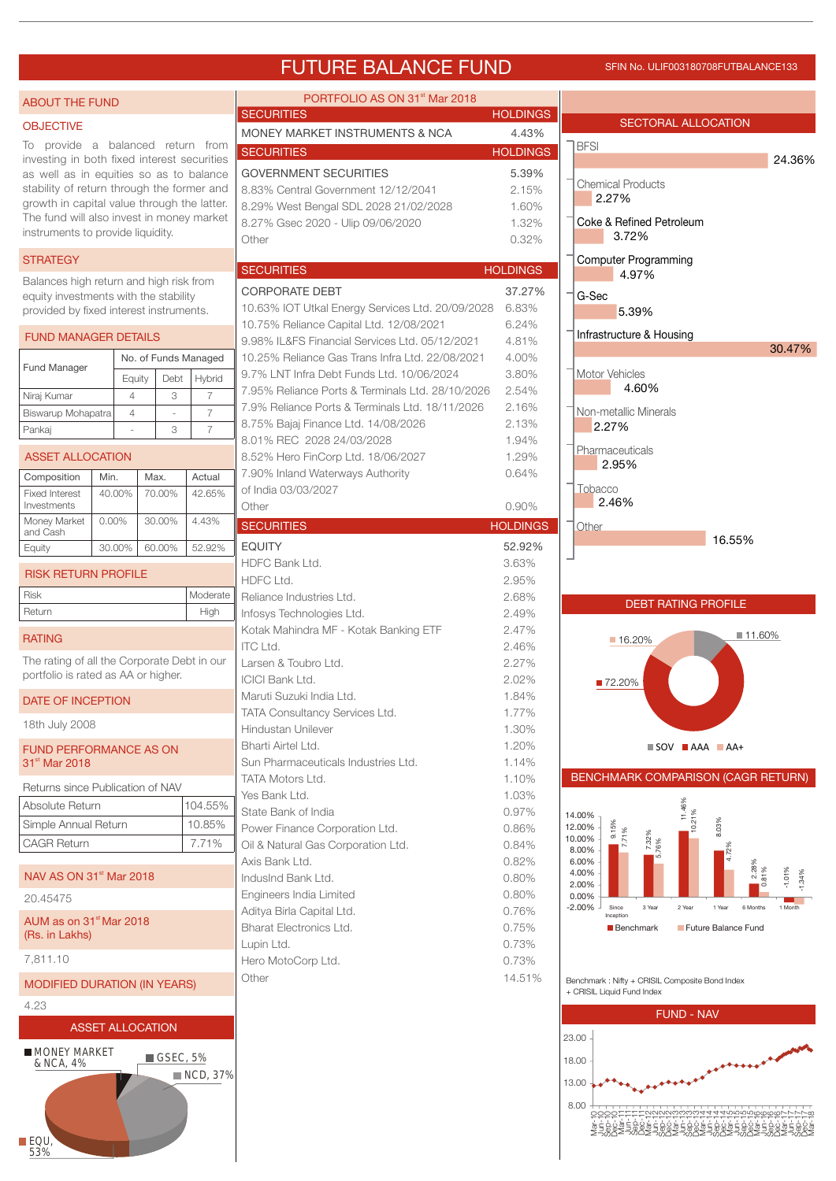# FUTURE BALANCE FUND

SFIN No. ULIF003180708FUTBALANCE133

## ABOUT THE FUND

### OBJECTIVE

To provide a balanced return from investing in both fixed interest securities as well as in equities so as to balance stability of return through the former and growth in capital value through the latter. The fund will also invest in money market instruments to provide liquidity.

### STRATEGY

Balances high return and high risk from equity investments with the stability provided by fixed interest instruments.

### FUND MANAGER DETAILS

| Fund Manager | No. of Funds Managed | | |
|---|---|---|---|
| | Equity | Debt | Hybrid |
| Niraj Kumar | 4 | 3 | 7 |
| Biswarup Mohapatra | 4 | - | 7 |
| Pankaj | - | 3 | 7 |

### ASSET ALLOCATION

| Composition | Min. | Max. | Actual |
|---|---|---|---|
| Fixed Interest Investments | 40.00% | 70.00% | 42.65% |
| Money Market and Cash | 0.00% | 30.00% | 4.43% |
| Equity | 30.00% | 60.00% | 52.92% |

### RISK RETURN PROFILE

| | |
|---|---|
| Risk | Moderate |
| Return | High |

### RATING

The rating of all the Corporate Debt in our portfolio is rated as AA or higher.

### DATE OF INCEPTION

18th July 2008

### FUND PERFORMANCE AS ON 31st Mar 2018

Returns since Publication of NAV

| | |
|---|---|
| Absolute Return | 104.55% |
| Simple Annual Return | 10.85% |
| CAGR Return | 7.71% |

### NAV AS ON 31st Mar 2018

20.45475

### AUM as on 31st Mar 2018 (Rs. in Lakhs)

7,811.10

### MODIFIED DURATION (IN YEARS)

4.23

### ASSET ALLOCATION

MONEY MARKET & NCA, 4%; GSEC, 5%; NCD, 37%; EQU, 53%

## PORTFOLIO AS ON 31st Mar 2018

| SECURITIES | HOLDINGS |
|---|---|
| MONEY MARKET INSTRUMENTS & NCA | 4.43% |

| SECURITIES | HOLDINGS |
|---|---|
| GOVERNMENT SECURITIES | 5.39% |
| 8.83% Central Government 12/12/2041 | 2.15% |
| 8.29% West Bengal SDL 2028 21/02/2028 | 1.60% |
| 8.27% Gsec 2020 - Ulip 09/06/2020 | 1.32% |
| Other | 0.32% |

| SECURITIES | HOLDINGS |
|---|---|
| CORPORATE DEBT | 37.27% |
| 10.63% IOT Utkal Energy Services Ltd. 20/09/2028 | 6.83% |
| 10.75% Reliance Capital Ltd. 12/08/2021 | 6.24% |
| 9.98% IL&FS Financial Services Ltd. 05/12/2021 | 4.81% |
| 10.25% Reliance Gas Trans Infra Ltd. 22/08/2021 | 4.00% |
| 9.7% LNT Infra Debt Funds Ltd. 10/06/2024 | 3.80% |
| 7.95% Reliance Ports & Terminals Ltd. 28/10/2026 | 2.54% |
| 7.9% Reliance Ports & Terminals Ltd. 18/11/2026 | 2.16% |
| 8.75% Bajaj Finance Ltd. 14/08/2026 | 2.13% |
| 8.01% REC 2028 24/03/2028 | 1.94% |
| 8.52% Hero FinCorp Ltd. 18/06/2027 | 1.29% |
| 7.90% Inland Waterways Authority of India 03/03/2027 | 0.64% |
| Other | 0.90% |

| SECURITIES | HOLDINGS |
|---|---|
| EQUITY | 52.92% |
| HDFC Bank Ltd. | 3.63% |
| HDFC Ltd. | 2.95% |
| Reliance Industries Ltd. | 2.68% |
| Infosys Technologies Ltd. | 2.49% |
| Kotak Mahindra MF - Kotak Banking ETF | 2.47% |
| ITC Ltd. | 2.46% |
| Larsen & Toubro Ltd. | 2.27% |
| ICICI Bank Ltd. | 2.02% |
| Maruti Suzuki India Ltd. | 1.84% |
| TATA Consultancy Services Ltd. | 1.77% |
| Hindustan Unilever | 1.30% |
| Bharti Airtel Ltd. | 1.20% |
| Sun Pharmaceuticals Industries Ltd. | 1.14% |
| TATA Motors Ltd. | 1.10% |
| Yes Bank Ltd. | 1.03% |
| State Bank of India | 0.97% |
| Power Finance Corporation Ltd. | 0.86% |
| Oil & Natural Gas Corporation Ltd. | 0.84% |
| Axis Bank Ltd. | 0.82% |
| IndusInd Bank Ltd. | 0.80% |
| Engineers India Limited | 0.80% |
| Aditya Birla Capital Ltd. | 0.76% |
| Bharat Electronics Ltd. | 0.75% |
| Lupin Ltd. | 0.73% |
| Hero MotoCorp Ltd. | 0.73% |
| Other | 14.51% |

## SECTORAL ALLOCATION

| Sector | Allocation |
|---|---|
| BFSI | 24.36% |
| Chemical Products | 2.27% |
| Coke & Refined Petroleum | 3.72% |
| Computer Programming | 4.97% |
| G-Sec | 5.39% |
| Infrastructure & Housing | 30.47% |
| Motor Vehicles | 4.60% |
| Non-metallic Minerals | 2.27% |
| Pharmaceuticals | 2.95% |
| Tobacco | 2.46% |
| Other | 16.55% |

## DEBT RATING PROFILE

SOV 11.60%; AAA 72.20%; AA+ 16.20%

## BENCHMARK COMPARISON (CAGR RETURN)

| | Since Inception | 3 Year | 2 Year | 1 Year | 6 Months | 1 Month |
|---|---|---|---|---|---|---|
| Benchmark | 9.15% | 7.32% | 11.46% | 8.03% | 2.28% | -1.01% |
| Future Balance Fund | 7.71% | 5.76% | 10.21% | 4.72% | 0.81% | -1.34% |

Benchmark : Nifty + CRISIL Composite Bond Index + CRISIL Liquid Fund Index

## FUND - NAV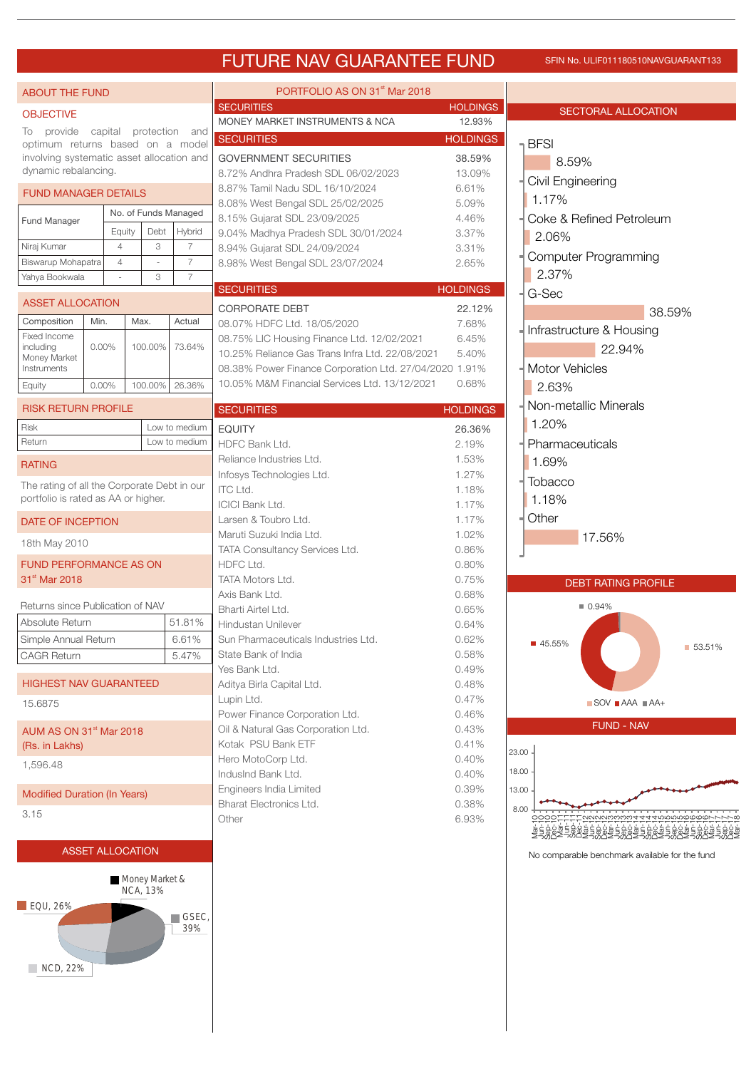# FUTURE NAV GUARANTEE FUND

SFIN No. ULIF011180510NAVGUARANT133

## ABOUT THE FUND

### OBJECTIVE

To provide capital protection and optimum returns based on a model involving systematic asset allocation and dynamic rebalancing.

### FUND MANAGER DETAILS

| Fund Manager | No. of Funds Managed | | |
|---|---|---|---|
| | Equity | Debt | Hybrid |
| Niraj Kumar | 4 | 3 | 7 |
| Biswarup Mohapatra | 4 | - | 7 |
| Yahya Bookwala | - | 3 | 7 |

### ASSET ALLOCATION

| Composition | Min. | Max. | Actual |
|---|---|---|---|
| Fixed Income including Money Market Instruments | 0.00% | 100.00% | 73.64% |
| Equity | 0.00% | 100.00% | 26.36% |

### RISK RETURN PROFILE

| | |
|---|---|
| Risk | Low to medium |
| Return | Low to medium |

### RATING

The rating of all the Corporate Debt in our portfolio is rated as AA or higher.

### DATE OF INCEPTION

18th May 2010

### FUND PERFORMANCE AS ON 31st Mar 2018

Returns since Publication of NAV

| | |
|---|---|
| Absolute Return | 51.81% |
| Simple Annual Return | 6.61% |
| CAGR Return | 5.47% |

### HIGHEST NAV GUARANTEED

15.6875

### AUM AS ON 31st Mar 2018 (Rs. in Lakhs)

1,596.48

### Modified Duration (In Years)

3.15

### ASSET ALLOCATION

Money Market & NCA, 13%; EQU, 26%; GSEC, 39%; NCD, 22%

## PORTFOLIO AS ON 31st Mar 2018

| SECURITIES | HOLDINGS |
|---|---|
| MONEY MARKET INSTRUMENTS & NCA | 12.93% |

| SECURITIES | HOLDINGS |
|---|---|
| GOVERNMENT SECURITIES | 38.59% |
| 8.72% Andhra Pradesh SDL 06/02/2023 | 13.09% |
| 8.87% Tamil Nadu SDL 16/10/2024 | 6.61% |
| 8.08% West Bengal SDL 25/02/2025 | 5.09% |
| 8.15% Gujarat SDL 23/09/2025 | 4.46% |
| 9.04% Madhya Pradesh SDL 30/01/2024 | 3.37% |
| 8.94% Gujarat SDL 24/09/2024 | 3.31% |
| 8.98% West Bengal SDL 23/07/2024 | 2.65% |

| SECURITIES | HOLDINGS |
|---|---|
| CORPORATE DEBT | 22.12% |
| 08.07% HDFC Ltd. 18/05/2020 | 7.68% |
| 08.75% LIC Housing Finance Ltd. 12/02/2021 | 6.45% |
| 10.25% Reliance Gas Trans Infra Ltd. 22/08/2021 | 5.40% |
| 08.38% Power Finance Corporation Ltd. 27/04/2020 | 1.91% |
| 10.05% M&M Financial Services Ltd. 13/12/2021 | 0.68% |

| SECURITIES | HOLDINGS |
|---|---|
| EQUITY | 26.36% |
| HDFC Bank Ltd. | 2.19% |
| Reliance Industries Ltd. | 1.53% |
| Infosys Technologies Ltd. | 1.27% |
| ITC Ltd. | 1.18% |
| ICICI Bank Ltd. | 1.17% |
| Larsen & Toubro Ltd. | 1.17% |
| Maruti Suzuki India Ltd. | 1.02% |
| TATA Consultancy Services Ltd. | 0.86% |
| HDFC Ltd. | 0.80% |
| TATA Motors Ltd. | 0.75% |
| Axis Bank Ltd. | 0.68% |
| Bharti Airtel Ltd. | 0.65% |
| Hindustan Unilever | 0.64% |
| Sun Pharmaceuticals Industries Ltd. | 0.62% |
| State Bank of India | 0.58% |
| Yes Bank Ltd. | 0.49% |
| Aditya Birla Capital Ltd. | 0.48% |
| Lupin Ltd. | 0.47% |
| Power Finance Corporation Ltd. | 0.46% |
| Oil & Natural Gas Corporation Ltd. | 0.43% |
| Kotak PSU Bank ETF | 0.41% |
| Hero MotoCorp Ltd. | 0.40% |
| IndusInd Bank Ltd. | 0.40% |
| Engineers India Limited | 0.39% |
| Bharat Electronics Ltd. | 0.38% |
| Other | 6.93% |

## SECTORAL ALLOCATION

| Sector | Allocation |
|---|---|
| BFSI | 8.59% |
| Civil Engineering | 1.17% |
| Coke & Refined Petroleum | 2.06% |
| Computer Programming | 2.37% |
| G-Sec | 38.59% |
| Infrastructure & Housing | 22.94% |
| Motor Vehicles | 2.63% |
| Non-metallic Minerals | 1.20% |
| Pharmaceuticals | 1.69% |
| Tobacco | 1.18% |
| Other | 17.56% |

## DEBT RATING PROFILE

SOV 53.51%; AAA 45.55%; AA+ 0.94%

## FUND - NAV

No comparable benchmark available for the fund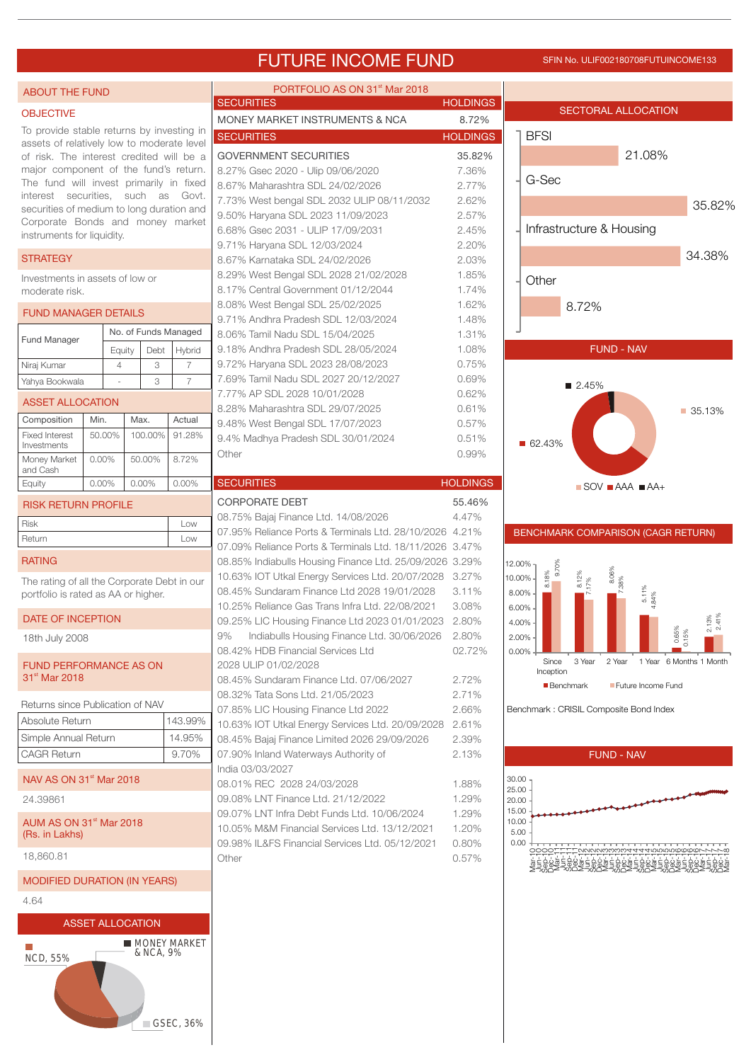# FUTURE INCOME FUND

SFIN No. ULIF002180708FUTUINCOME133

## ABOUT THE FUND

### OBJECTIVE

To provide stable returns by investing in assets of relatively low to moderate level of risk. The interest credited will be a major component of the fund's return. The fund will invest primarily in fixed interest securities, such as Govt. securities of medium to long duration and Corporate Bonds and money market instruments for liquidity.

### STRATEGY

Investments in assets of low or moderate risk.

### FUND MANAGER DETAILS

| Fund Manager | No. of Funds Managed | | |
|---|---|---|---|
| | Equity | Debt | Hybrid |
| Niraj Kumar | 4 | 3 | 7 |
| Yahya Bookwala | - | 3 | 7 |

### ASSET ALLOCATION

| Composition | Min. | Max. | Actual |
|---|---|---|---|
| Fixed Interest Investments | 50.00% | 100.00% | 91.28% |
| Money Market and Cash | 0.00% | 50.00% | 8.72% |
| Equity | 0.00% | 0.00% | 0.00% |

### RISK RETURN PROFILE

| | |
|---|---|
| Risk | Low |
| Return | Low |

### RATING

The rating of all the Corporate Debt in our portfolio is rated as AA or higher.

### DATE OF INCEPTION

18th July 2008

### FUND PERFORMANCE AS ON 31st Mar 2018

Returns since Publication of NAV

| | |
|---|---|
| Absolute Return | 143.99% |
| Simple Annual Return | 14.95% |
| CAGR Return | 9.70% |

### NAV AS ON 31st Mar 2018

24.39861

### AUM AS ON 31st Mar 2018 (Rs. in Lakhs)

18,860.81

### MODIFIED DURATION (IN YEARS)

4.64

### ASSET ALLOCATION

NCD, 55%; MONEY MARKET & NCA, 9%; GSEC, 36%

## PORTFOLIO AS ON 31st Mar 2018

| SECURITIES | HOLDINGS |
|---|---|
| MONEY MARKET INSTRUMENTS & NCA | 8.72% |

| SECURITIES | HOLDINGS |
|---|---|
| GOVERNMENT SECURITIES | 35.82% |
| 8.27% Gsec 2020 - Ulip 09/06/2020 | 7.36% |
| 8.67% Maharashtra SDL 24/02/2026 | 2.77% |
| 7.73% West bengal SDL 2032 ULIP 08/11/2032 | 2.62% |
| 9.50% Haryana SDL 2023 11/09/2023 | 2.57% |
| 6.68% Gsec 2031 - ULIP 17/09/2031 | 2.45% |
| 9.71% Haryana SDL 12/03/2024 | 2.20% |
| 8.67% Karnataka SDL 24/02/2026 | 2.03% |
| 8.29% West Bengal SDL 2028 21/02/2028 | 1.85% |
| 8.17% Central Government 01/12/2044 | 1.74% |
| 8.08% West Bengal SDL 25/02/2025 | 1.62% |
| 9.71% Andhra Pradesh SDL 12/03/2024 | 1.48% |
| 8.06% Tamil Nadu SDL 15/04/2025 | 1.31% |
| 9.18% Andhra Pradesh SDL 28/05/2024 | 1.08% |
| 9.72% Haryana SDL 2023 28/08/2023 | 0.75% |
| 7.69% Tamil Nadu SDL 2027 20/12/2027 | 0.69% |
| 7.77% AP SDL 2028 10/01/2028 | 0.62% |
| 8.28% Maharashtra SDL 29/07/2025 | 0.61% |
| 9.48% West Bengal SDL 17/07/2023 | 0.57% |
| 9.4% Madhya Pradesh SDL 30/01/2024 | 0.51% |
| Other | 0.99% |

| SECURITIES | HOLDINGS |
|---|---|
| CORPORATE DEBT | 55.46% |
| 08.75% Bajaj Finance Ltd. 14/08/2026 | 4.47% |
| 07.95% Reliance Ports & Terminals Ltd. 28/10/2026 | 4.21% |
| 07.09% Reliance Ports & Terminals Ltd. 18/11/2026 | 3.47% |
| 08.85% Indiabulls Housing Finance Ltd. 25/09/2026 | 3.29% |
| 10.63% IOT Utkal Energy Services Ltd. 20/07/2028 | 3.27% |
| 08.45% Sundaram Finance Ltd 2028 19/01/2028 | 3.11% |
| 10.25% Reliance Gas Trans Infra Ltd. 22/08/2021 | 3.08% |
| 09.25% LIC Housing Finance Ltd 2023 01/01/2023 | 2.80% |
| 9% Indiabulls Housing Finance Ltd. 30/06/2026 | 2.80% |
| 08.42% HDB Financial Services Ltd 2028 ULIP 01/02/2028 | 02.72% |
| 08.45% Sundaram Finance Ltd. 07/06/2027 | 2.72% |
| 08.32% Tata Sons Ltd. 21/05/2023 | 2.71% |
| 07.85% LIC Housing Finance Ltd 2022 | 2.66% |
| 10.63% IOT Utkal Energy Services Ltd. 20/09/2028 | 2.61% |
| 08.45% Bajaj Finance Limited 2026 29/09/2026 | 2.39% |
| 07.90% Inland Waterways Authority of India 03/03/2027 | 2.13% |
| 08.01% REC 2028 24/03/2028 | 1.88% |
| 09.08% LNT Finance Ltd. 21/12/2022 | 1.29% |
| 09.07% LNT Infra Debt Funds Ltd. 10/06/2024 | 1.29% |
| 10.05% M&M Financial Services Ltd. 13/12/2021 | 1.20% |
| 09.98% IL&FS Financial Services Ltd. 05/12/2021 | 0.80% |
| Other | 0.57% |

## SECTORAL ALLOCATION

| Sector | Allocation |
|---|---|
| BFSI | 21.08% |
| G-Sec | 35.82% |
| Infrastructure & Housing | 34.38% |
| Other | 8.72% |

## FUND - NAV

| Rating | Allocation |
|---|---|
| SOV | 35.13% |
| AAA | 62.43% |
| AA+ | 2.45% |

## BENCHMARK COMPARISON (CAGR RETURN)

| Period | Benchmark | Future Income Fund |
|---|---|---|
| Since Inception | 8.18% | 9.70% |
| 3 Year | 8.12% | 7.17% |
| 2 Year | 8.06% | 7.38% |
| 1 Year | 5.11% | 4.84% |
| 6 Months | 0.65% | 0.15% |
| 1 Month | 2.13% | 2.41% |

Benchmark : CRISIL Composite Bond Index

## FUND - NAV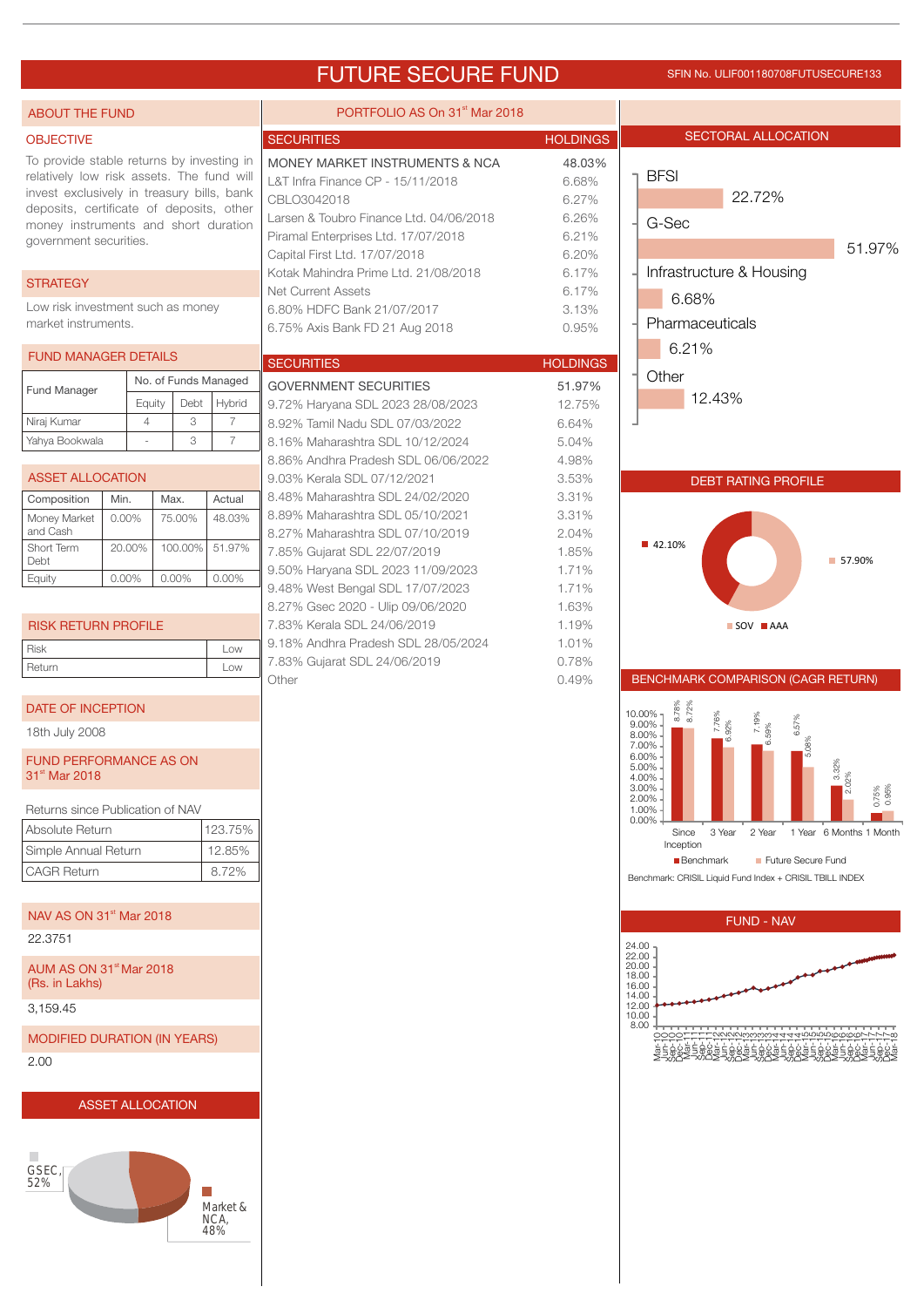# FUTURE SECURE FUND

SFIN No. ULIF001180708FUTUSECURE133

## ABOUT THE FUND

### OBJECTIVE

To provide stable returns by investing in relatively low risk assets. The fund will invest exclusively in treasury bills, bank deposits, certificate of deposits, other money instruments and short duration government securities.

### STRATEGY

Low risk investment such as money market instruments.

### FUND MANAGER DETAILS

| Fund Manager | No. of Funds Managed | | |
|---|---|---|---|
| | Equity | Debt | Hybrid |
| Niraj Kumar | 4 | 3 | 7 |
| Yahya Bookwala | - | 3 | 7 |

### ASSET ALLOCATION

| Composition | Min. | Max. | Actual |
|---|---|---|---|
| Money Market and Cash | 0.00% | 75.00% | 48.03% |
| Short Term Debt | 20.00% | 100.00% | 51.97% |
| Equity | 0.00% | 0.00% | 0.00% |

### RISK RETURN PROFILE

| Risk | Low |
|---|---|
| Return | Low |

### DATE OF INCEPTION

18th July 2008

### FUND PERFORMANCE AS ON 31st Mar 2018

Returns since Publication of NAV

| Absolute Return | 123.75% |
|---|---|
| Simple Annual Return | 12.85% |
| CAGR Return | 8.72% |

### NAV AS ON 31st Mar 2018

22.3751

### AUM AS ON 31st Mar 2018 (Rs. in Lakhs)

3,159.45

### MODIFIED DURATION (IN YEARS)

2.00

### ASSET ALLOCATION

GSEC, 52%

Market & NCA, 48%

## PORTFOLIO AS On 31st Mar 2018

| SECURITIES | HOLDINGS |
|---|---|
| MONEY MARKET INSTRUMENTS & NCA | 48.03% |
| L&T Infra Finance CP - 15/11/2018 | 6.68% |
| CBLO3042018 | 6.27% |
| Larsen & Toubro Finance Ltd. 04/06/2018 | 6.26% |
| Piramal Enterprises Ltd. 17/07/2018 | 6.21% |
| Capital First Ltd. 17/07/2018 | 6.20% |
| Kotak Mahindra Prime Ltd. 21/08/2018 | 6.17% |
| Net Current Assets | 6.17% |
| 6.80% HDFC Bank 21/07/2017 | 3.13% |
| 6.75% Axis Bank FD 21 Aug 2018 | 0.95% |

| SECURITIES | HOLDINGS |
|---|---|
| GOVERNMENT SECURITIES | 51.97% |
| 9.72% Haryana SDL 2023 28/08/2023 | 12.75% |
| 8.92% Tamil Nadu SDL 07/03/2022 | 6.64% |
| 8.16% Maharashtra SDL 10/12/2024 | 5.04% |
| 8.86% Andhra Pradesh SDL 06/06/2022 | 4.98% |
| 9.03% Kerala SDL 07/12/2021 | 3.53% |
| 8.48% Maharashtra SDL 24/02/2020 | 3.31% |
| 8.89% Maharashtra SDL 05/10/2021 | 3.31% |
| 8.27% Maharashtra SDL 07/10/2019 | 2.04% |
| 7.85% Gujarat SDL 22/07/2019 | 1.85% |
| 9.50% Haryana SDL 2023 11/09/2023 | 1.71% |
| 9.48% West Bengal SDL 17/07/2023 | 1.71% |
| 8.27% Gsec 2020 - Ulip 09/06/2020 | 1.63% |
| 7.83% Kerala SDL 24/06/2019 | 1.19% |
| 9.18% Andhra Pradesh SDL 28/05/2024 | 1.01% |
| 7.83% Gujarat SDL 24/06/2019 | 0.78% |
| Other | 0.49% |

## SECTORAL ALLOCATION

| Sector | Allocation |
|---|---|
| BFSI | 22.72% |
| G-Sec | 51.97% |
| Infrastructure & Housing | 6.68% |
| Pharmaceuticals | 6.21% |
| Other | 12.43% |

## DEBT RATING PROFILE

| Rating | Share |
|---|---|
| SOV | 57.90% |
| AAA | 42.10% |

## BENCHMARK COMPARISON (CAGR RETURN)

| Period | Benchmark | Future Secure Fund |
|---|---|---|
| Since Inception | 8.78% | 8.72% |
| 3 Year | 7.76% | 6.92% |
| 2 Year | 7.19% | 6.59% |
| 1 Year | 6.57% | 5.08% |
| 6 Months | 3.32% | 2.02% |
| 1 Month | 0.75% | 0.95% |

Benchmark: CRISIL Liquid Fund Index + CRISIL TBILL INDEX

## FUND - NAV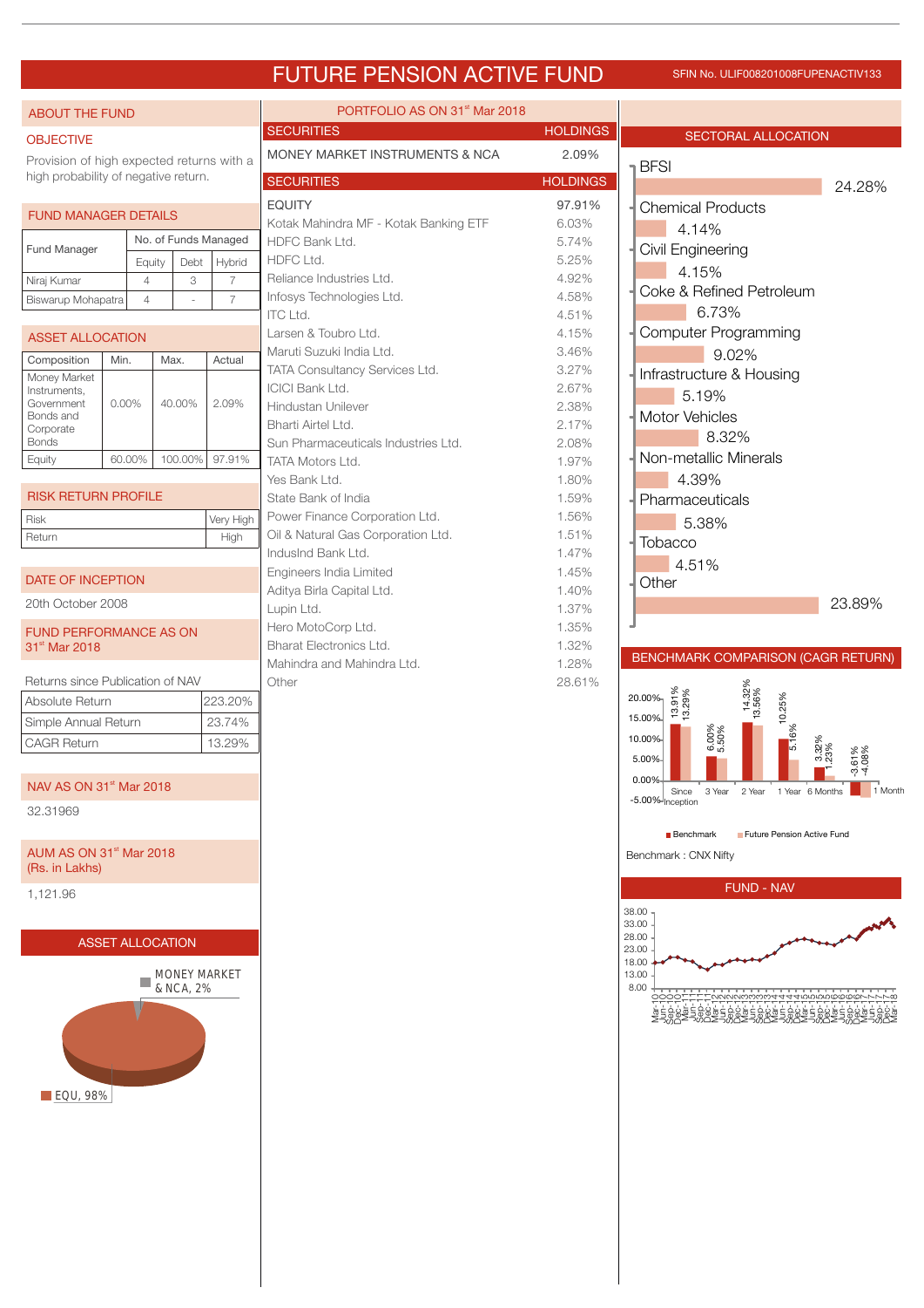# FUTURE PENSION ACTIVE FUND

SFIN No. ULIF008201008FUPENACTIV133

## ABOUT THE FUND

### OBJECTIVE

Provision of high expected returns with a high probability of negative return.

### FUND MANAGER DETAILS

| Fund Manager | No. of Funds Managed | | |
|---|---|---|---|
| | Equity | Debt | Hybrid |
| Niraj Kumar | 4 | 3 | 7 |
| Biswarup Mohapatra | 4 | - | 7 |

### ASSET ALLOCATION

| Composition | Min. | Max. | Actual |
|---|---|---|---|
| Money Market Instruments, Government Bonds and Corporate Bonds | 0.00% | 40.00% | 2.09% |
| Equity | 60.00% | 100.00% | 97.91% |

### RISK RETURN PROFILE

| | |
|---|---|
| Risk | Very High |
| Return | High |

### DATE OF INCEPTION

20th October 2008

### FUND PERFORMANCE AS ON 31st Mar 2018

Returns since Publication of NAV

| | |
|---|---|
| Absolute Return | 223.20% |
| Simple Annual Return | 23.74% |
| CAGR Return | 13.29% |

### NAV AS ON 31st Mar 2018

32.31969

### AUM AS ON 31st Mar 2018 (Rs. in Lakhs)

1,121.96

### ASSET ALLOCATION

- MONEY MARKET & NCA, 2%
- EQU, 98%

## PORTFOLIO AS ON 31st Mar 2018

| SECURITIES | HOLDINGS |
|---|---|
| MONEY MARKET INSTRUMENTS & NCA | 2.09% |

| SECURITIES | HOLDINGS |
|---|---|
| EQUITY | 97.91% |
| Kotak Mahindra MF - Kotak Banking ETF | 6.03% |
| HDFC Bank Ltd. | 5.74% |
| HDFC Ltd. | 5.25% |
| Reliance Industries Ltd. | 4.92% |
| Infosys Technologies Ltd. | 4.58% |
| ITC Ltd. | 4.51% |
| Larsen & Toubro Ltd. | 4.15% |
| Maruti Suzuki India Ltd. | 3.46% |
| TATA Consultancy Services Ltd. | 3.27% |
| ICICI Bank Ltd. | 2.67% |
| Hindustan Unilever | 2.38% |
| Bharti Airtel Ltd. | 2.17% |
| Sun Pharmaceuticals Industries Ltd. | 2.08% |
| TATA Motors Ltd. | 1.97% |
| Yes Bank Ltd. | 1.80% |
| State Bank of India | 1.59% |
| Power Finance Corporation Ltd. | 1.56% |
| Oil & Natural Gas Corporation Ltd. | 1.51% |
| IndusInd Bank Ltd. | 1.47% |
| Engineers India Limited | 1.45% |
| Aditya Birla Capital Ltd. | 1.40% |
| Lupin Ltd. | 1.37% |
| Hero MotoCorp Ltd. | 1.35% |
| Bharat Electronics Ltd. | 1.32% |
| Mahindra and Mahindra Ltd. | 1.28% |
| Other | 28.61% |

## SECTORAL ALLOCATION

| Sector | Allocation |
|---|---|
| BFSI | 24.28% |
| Chemical Products | 4.14% |
| Civil Engineering | 4.15% |
| Coke & Refined Petroleum | 6.73% |
| Computer Programming | 9.02% |
| Infrastructure & Housing | 5.19% |
| Motor Vehicles | 8.32% |
| Non-metallic Minerals | 4.39% |
| Pharmaceuticals | 5.38% |
| Tobacco | 4.51% |
| Other | 23.89% |

## BENCHMARK COMPARISON (CAGR RETURN)

| Period | Benchmark | Future Pension Active Fund |
|---|---|---|
| Since Inception | 13.91% | 13.29% |
| 3 Year | 6.00% | 5.50% |
| 2 Year | 14.32% | 13.56% |
| 1 Year | 10.25% | 5.16% |
| 6 Months | 3.32% | 1.23% |
| 1 Month | -3.61% | -4.08% |

Benchmark : CNX Nifty

## FUND - NAV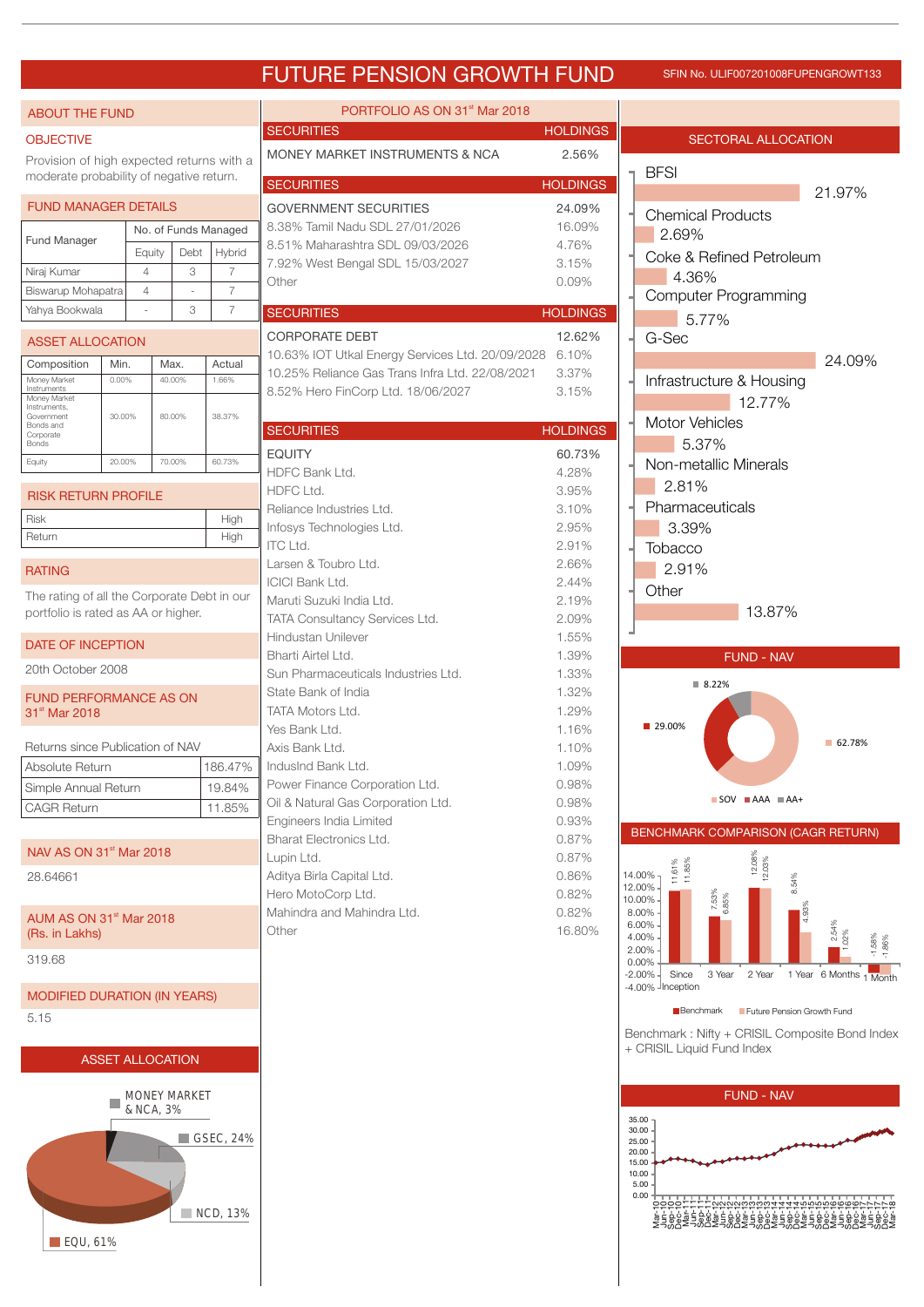# FUTURE PENSION GROWTH FUND

SFIN No. ULIF007201008FUPENGROWT133

## ABOUT THE FUND

### OBJECTIVE

Provision of high expected returns with a moderate probability of negative return.

### FUND MANAGER DETAILS

| Fund Manager | No. of Funds Managed | | |
|---|---|---|---|
| | Equity | Debt | Hybrid |
| Niraj Kumar | 4 | 3 | 7 |
| Biswarup Mohapatra | 4 | - | 7 |
| Yahya Bookwala | - | 3 | 7 |

### ASSET ALLOCATION

| Composition | Min. | Max. | Actual |
|---|---|---|---|
| Money Market Instruments | 0.00% | 40.00% | 1.66% |
| Money Market Instruments, Government Bonds and Corporate Bonds | 30.00% | 80.00% | 38.37% |
| Equity | 20.00% | 70.00% | 60.73% |

### RISK RETURN PROFILE

| | |
|---|---|
| Risk | High |
| Return | High |

### RATING

The rating of all the Corporate Debt in our portfolio is rated as AA or higher.

### DATE OF INCEPTION

20th October 2008

### FUND PERFORMANCE AS ON 31st Mar 2018

Returns since Publication of NAV

| | |
|---|---|
| Absolute Return | 186.47% |
| Simple Annual Return | 19.84% |
| CAGR Return | 11.85% |

### NAV AS ON 31st Mar 2018

28.64661

### AUM AS ON 31st Mar 2018 (Rs. in Lakhs)

319.68

### MODIFIED DURATION (IN YEARS)

5.15

### ASSET ALLOCATION

MONEY MARKET & NCA, 3%; GSEC, 24%; NCD, 13%; EQU, 61%

## PORTFOLIO AS ON 31st Mar 2018

| SECURITIES | HOLDINGS |
|---|---|
| MONEY MARKET INSTRUMENTS & NCA | 2.56% |

| SECURITIES | HOLDINGS |
|---|---|
| GOVERNMENT SECURITIES | 24.09% |
| 8.38% Tamil Nadu SDL 27/01/2026 | 16.09% |
| 8.51% Maharashtra SDL 09/03/2026 | 4.76% |
| 7.92% West Bengal SDL 15/03/2027 | 3.15% |
| Other | 0.09% |

| SECURITIES | HOLDINGS |
|---|---|
| CORPORATE DEBT | 12.62% |
| 10.63% IOT Utkal Energy Services Ltd. 20/09/2028 | 6.10% |
| 10.25% Reliance Gas Trans Infra Ltd. 22/08/2021 | 3.37% |
| 8.52% Hero FinCorp Ltd. 18/06/2027 | 3.15% |

| SECURITIES | HOLDINGS |
|---|---|
| EQUITY | 60.73% |
| HDFC Bank Ltd. | 4.28% |
| HDFC Ltd. | 3.95% |
| Reliance Industries Ltd. | 3.10% |
| Infosys Technologies Ltd. | 2.95% |
| ITC Ltd. | 2.91% |
| Larsen & Toubro Ltd. | 2.66% |
| ICICI Bank Ltd. | 2.44% |
| Maruti Suzuki India Ltd. | 2.19% |
| TATA Consultancy Services Ltd. | 2.09% |
| Hindustan Unilever | 1.55% |
| Bharti Airtel Ltd. | 1.39% |
| Sun Pharmaceuticals Industries Ltd. | 1.33% |
| State Bank of India | 1.32% |
| TATA Motors Ltd. | 1.29% |
| Yes Bank Ltd. | 1.16% |
| Axis Bank Ltd. | 1.10% |
| IndusInd Bank Ltd. | 1.09% |
| Power Finance Corporation Ltd. | 0.98% |
| Oil & Natural Gas Corporation Ltd. | 0.98% |
| Engineers India Limited | 0.93% |
| Bharat Electronics Ltd. | 0.87% |
| Lupin Ltd. | 0.87% |
| Aditya Birla Capital Ltd. | 0.86% |
| Hero MotoCorp Ltd. | 0.82% |
| Mahindra and Mahindra Ltd. | 0.82% |
| Other | 16.80% |

## SECTORAL ALLOCATION

| Sector | Allocation |
|---|---|
| BFSI | 21.97% |
| Chemical Products | 2.69% |
| Coke & Refined Petroleum | 4.36% |
| Computer Programming | 5.77% |
| G-Sec | 24.09% |
| Infrastructure & Housing | 12.77% |
| Motor Vehicles | 5.37% |
| Non-metallic Minerals | 2.81% |
| Pharmaceuticals | 3.39% |
| Tobacco | 2.91% |
| Other | 13.87% |

## FUND - NAV

SOV 62.78%; AAA 29.00%; AA+ 8.22%

## BENCHMARK COMPARISON (CAGR RETURN)

| Period | Benchmark | Future Pension Growth Fund |
|---|---|---|
| Since Inception | 11.61% | 11.85% |
| 3 Year | 7.53% | 6.85% |
| 2 Year | 12.08% | 12.03% |
| 1 Year | 8.54% | 4.93% |
| 6 Months | 2.54% | 1.02% |
| 1 Month | -1.58% | -1.86% |

Benchmark : Nifty + CRISIL Composite Bond Index + CRISIL Liquid Fund Index

## FUND - NAV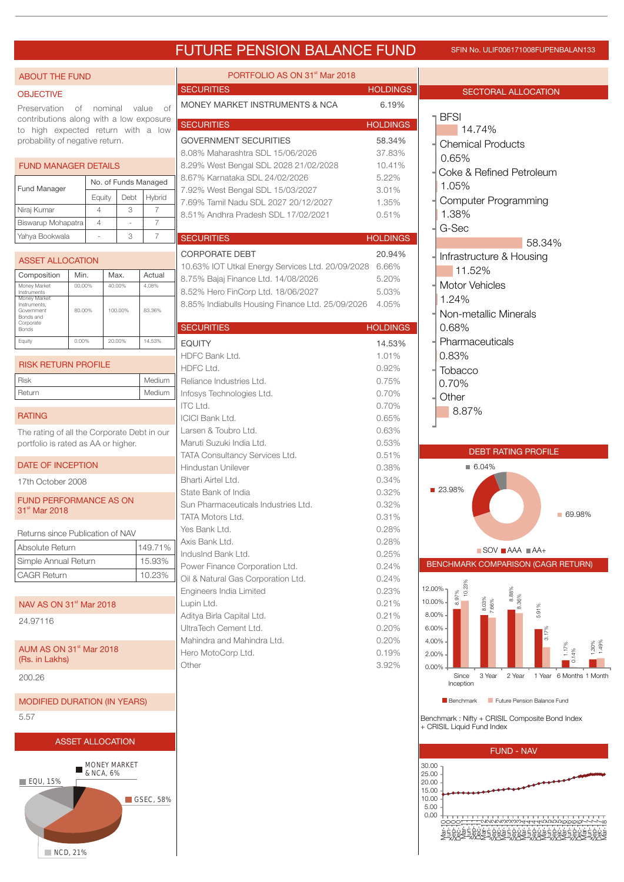# FUTURE PENSION BALANCE FUND

SFIN No. ULIF006171008FUPENBALAN133

## ABOUT THE FUND

### OBJECTIVE

Preservation of nominal value of contributions along with a low exposure to high expected return with a low probability of negative return.

### FUND MANAGER DETAILS

| Fund Manager | No. of Funds Managed | | |
|---|---|---|---|
| | Equity | Debt | Hybrid |
| Niraj Kumar | 4 | 3 | 7 |
| Biswarup Mohapatra | 4 | - | 7 |
| Yahya Bookwala | - | 3 | 7 |

### ASSET ALLOCATION

| Composition | Min. | Max. | Actual |
|---|---|---|---|
| Money Market Instruments | 00.00% | 40.00% | 4.08% |
| Money Market Instruments, Government Bonds and Corporate Bonds | 80.00% | 100.00% | 83.36% |
| Equity | 0.00% | 20.00% | 14.53% |

### RISK RETURN PROFILE

| | |
|---|---|
| Risk | Medium |
| Return | Medium |

### RATING

The rating of all the Corporate Debt in our portfolio is rated as AA or higher.

### DATE OF INCEPTION

17th October 2008

### FUND PERFORMANCE AS ON 31st Mar 2018

Returns since Publication of NAV

| | |
|---|---|
| Absolute Return | 149.71% |
| Simple Annual Return | 15.93% |
| CAGR Return | 10.23% |

### NAV AS ON 31st Mar 2018

24.97116

### AUM AS ON 31st Mar 2018 (Rs. in Lakhs)

200.26

### MODIFIED DURATION (IN YEARS)

5.57

### ASSET ALLOCATION

MONEY MARKET & NCA, 6%; EQU, 15%; GSEC, 58%; NCD, 21%

## PORTFOLIO AS ON 31st Mar 2018

| SECURITIES | HOLDINGS |
|---|---|
| MONEY MARKET INSTRUMENTS & NCA | 6.19% |

| SECURITIES | HOLDINGS |
|---|---|
| GOVERNMENT SECURITIES | 58.34% |
| 8.08% Maharashtra SDL 15/06/2026 | 37.83% |
| 8.29% West Bengal SDL 2028 21/02/2028 | 10.41% |
| 8.67% Karnataka SDL 24/02/2026 | 5.22% |
| 7.92% West Bengal SDL 15/03/2027 | 3.01% |
| 7.69% Tamil Nadu SDL 2027 20/12/2027 | 1.35% |
| 8.51% Andhra Pradesh SDL 17/02/2021 | 0.51% |

| SECURITIES | HOLDINGS |
|---|---|
| CORPORATE DEBT | 20.94% |
| 10.63% IOT Utkal Energy Services Ltd. 20/09/2028 | 6.66% |
| 8.75% Bajaj Finance Ltd. 14/08/2026 | 5.20% |
| 8.52% Hero FinCorp Ltd. 18/06/2027 | 5.03% |
| 8.85% Indiabulls Housing Finance Ltd. 25/09/2026 | 4.05% |

| SECURITIES | HOLDINGS |
|---|---|
| EQUITY | 14.53% |
| HDFC Bank Ltd. | 1.01% |
| HDFC Ltd. | 0.92% |
| Reliance Industries Ltd. | 0.75% |
| Infosys Technologies Ltd. | 0.70% |
| ITC Ltd. | 0.70% |
| ICICI Bank Ltd. | 0.65% |
| Larsen & Toubro Ltd. | 0.63% |
| Maruti Suzuki India Ltd. | 0.53% |
| TATA Consultancy Services Ltd. | 0.51% |
| Hindustan Unilever | 0.38% |
| Bharti Airtel Ltd. | 0.34% |
| State Bank of India | 0.32% |
| Sun Pharmaceuticals Industries Ltd. | 0.32% |
| TATA Motors Ltd. | 0.31% |
| Yes Bank Ltd. | 0.28% |
| Axis Bank Ltd. | 0.28% |
| IndusInd Bank Ltd. | 0.25% |
| Power Finance Corporation Ltd. | 0.24% |
| Oil & Natural Gas Corporation Ltd. | 0.24% |
| Engineers India Limited | 0.23% |
| Lupin Ltd. | 0.21% |
| Aditya Birla Capital Ltd. | 0.21% |
| UltraTech Cement Ltd. | 0.20% |
| Mahindra and Mahindra Ltd. | 0.20% |
| Hero MotoCorp Ltd. | 0.19% |
| Other | 3.92% |

## SECTORAL ALLOCATION

| Sector | Allocation |
|---|---|
| BFSI | 14.74% |
| Chemical Products | 0.65% |
| Coke & Refined Petroleum | 1.05% |
| Computer Programming | 1.38% |
| G-Sec | 58.34% |
| Infrastructure & Housing | 11.52% |
| Motor Vehicles | 1.24% |
| Non-metallic Minerals | 0.68% |
| Pharmaceuticals | 0.83% |
| Tobacco | 0.70% |
| Other | 8.87% |

## DEBT RATING PROFILE

SOV 69.98%; AAA 23.98%; AA+ 6.04%

## BENCHMARK COMPARISON (CAGR RETURN)

| Period | Benchmark | Future Pension Balance Fund |
|---|---|---|
| Since Inception | 8.97% | 10.23% |
| 3 Year | 8.03% | 7.66% |
| 2 Year | 8.88% | 8.36% |
| 1 Year | 5.91% | 3.17% |
| 6 Months | 1.17% | 0.14% |
| 1 Month | 1.30% | 1.49% |

Benchmark : Nifty + CRISIL Composite Bond Index + CRISIL Liquid Fund Index

## FUND - NAV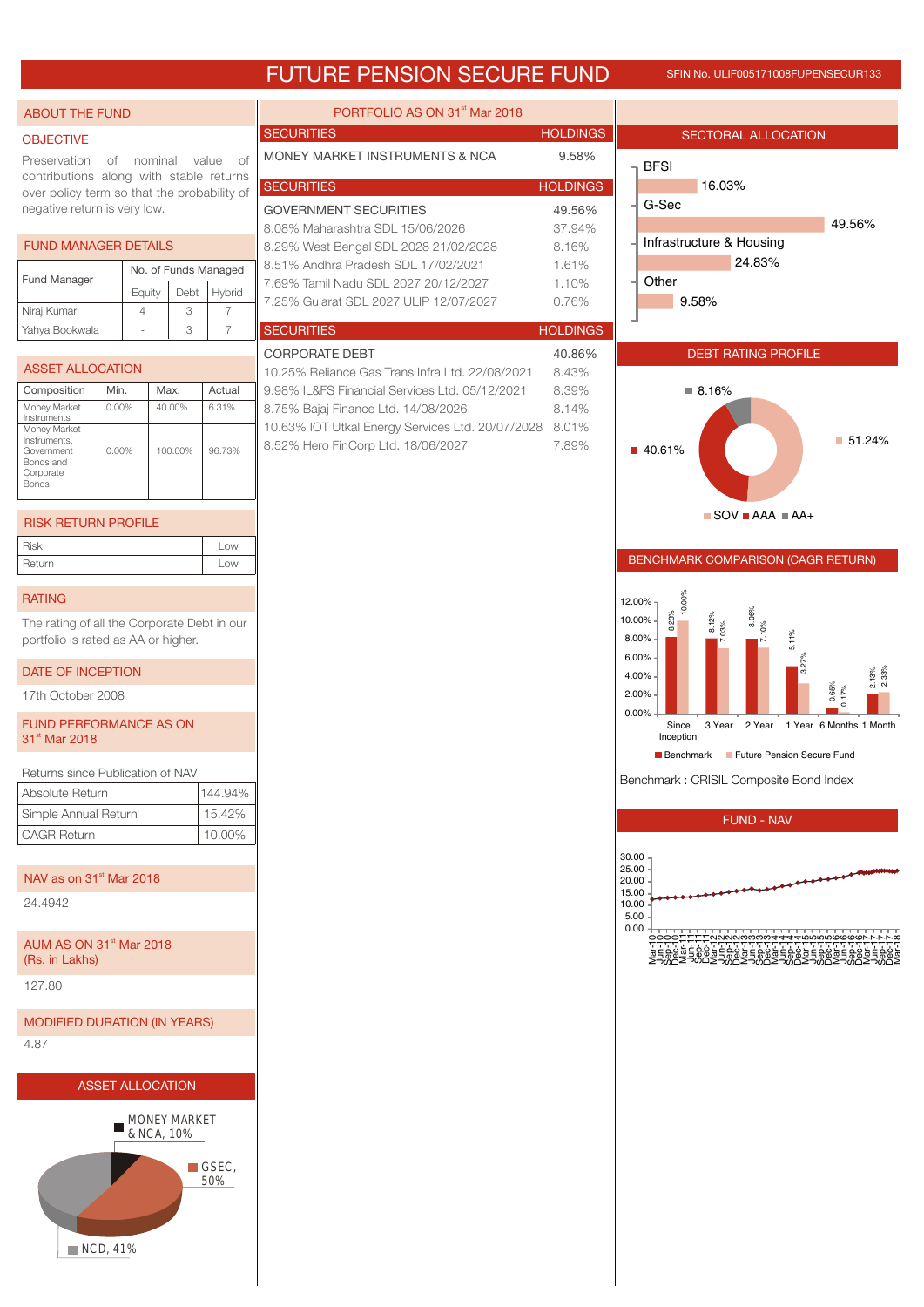# FUTURE PENSION SECURE FUND

SFIN No. ULIF005171008FUPENSECUR133

## ABOUT THE FUND

### OBJECTIVE

Preservation of nominal value of contributions along with stable returns over policy term so that the probability of negative return is very low.

### FUND MANAGER DETAILS

| Fund Manager | No. of Funds Managed | | |
|---|---|---|---|
| | Equity | Debt | Hybrid |
| Niraj Kumar | 4 | 3 | 7 |
| Yahya Bookwala | - | 3 | 7 |

### ASSET ALLOCATION

| Composition | Min. | Max. | Actual |
|---|---|---|---|
| Money Market Instruments | 0.00% | 40.00% | 6.31% |
| Money Market Instruments, Government Bonds and Corporate Bonds | 0.00% | 100.00% | 96.73% |

### RISK RETURN PROFILE

| | |
|---|---|
| Risk | Low |
| Return | Low |

### RATING

The rating of all the Corporate Debt in our portfolio is rated as AA or higher.

### DATE OF INCEPTION

17th October 2008

### FUND PERFORMANCE AS ON 31st Mar 2018

Returns since Publication of NAV

| | |
|---|---|
| Absolute Return | 144.94% |
| Simple Annual Return | 15.42% |
| CAGR Return | 10.00% |

### NAV as on 31st Mar 2018

24.4942

### AUM AS ON 31st Mar 2018 (Rs. in Lakhs)

127.80

### MODIFIED DURATION (IN YEARS)

4.87

### ASSET ALLOCATION

MONEY MARKET & NCA, 10%
GSEC, 50%
NCD, 41%

## PORTFOLIO AS ON 31st Mar 2018

| SECURITIES | HOLDINGS |
|---|---|
| MONEY MARKET INSTRUMENTS & NCA | 9.58% |

| SECURITIES | HOLDINGS |
|---|---|
| GOVERNMENT SECURITIES | 49.56% |
| 8.08% Maharashtra SDL 15/06/2026 | 37.94% |
| 8.29% West Bengal SDL 2028 21/02/2028 | 8.16% |
| 8.51% Andhra Pradesh SDL 17/02/2021 | 1.61% |
| 7.69% Tamil Nadu SDL 2027 20/12/2027 | 1.10% |
| 7.25% Gujarat SDL 2027 ULIP 12/07/2027 | 0.76% |

| SECURITIES | HOLDINGS |
|---|---|
| CORPORATE DEBT | 40.86% |
| 10.25% Reliance Gas Trans Infra Ltd. 22/08/2021 | 8.43% |
| 9.98% IL&FS Financial Services Ltd. 05/12/2021 | 8.39% |
| 8.75% Bajaj Finance Ltd. 14/08/2026 | 8.14% |
| 10.63% IOT Utkal Energy Services Ltd. 20/07/2028 | 8.01% |
| 8.52% Hero FinCorp Ltd. 18/06/2027 | 7.89% |

## SECTORAL ALLOCATION

| Sector | Allocation |
|---|---|
| BFSI | 16.03% |
| G-Sec | 49.56% |
| Infrastructure & Housing | 24.83% |
| Other | 9.58% |

## DEBT RATING PROFILE

SOV 51.24%, AAA 40.61%, AA+ 8.16%

## BENCHMARK COMPARISON (CAGR RETURN)

| | Since Inception | 3 Year | 2 Year | 1 Year | 6 Months | 1 Month |
|---|---|---|---|---|---|---|
| Benchmark | 8.23% | 8.12% | 8.06% | 5.11% | 0.65% | 2.13% |
| Future Pension Secure Fund | 10.00% | 7.03% | 7.10% | 3.27% | 0.17% | 2.33% |

Benchmark : CRISIL Composite Bond Index

## FUND - NAV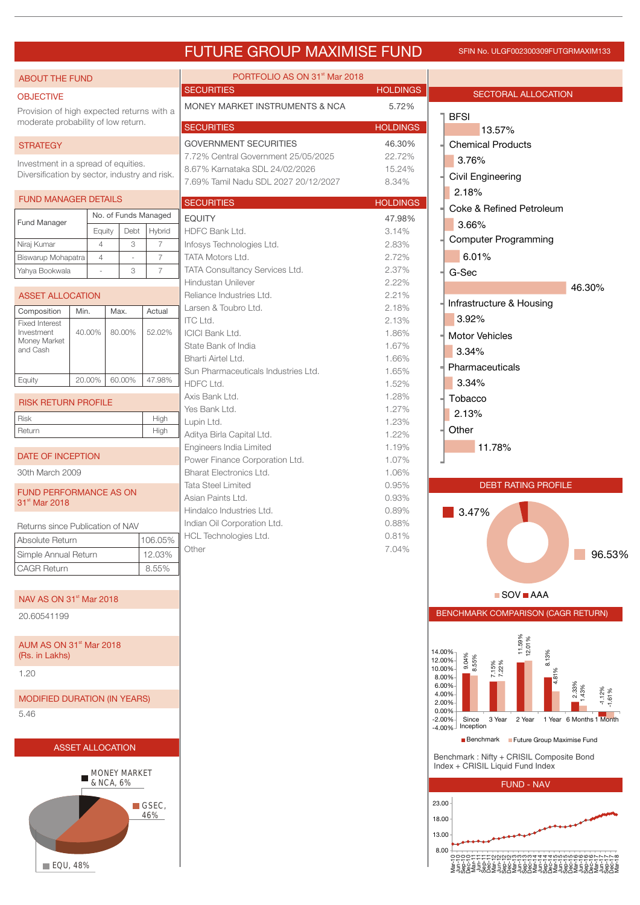# FUTURE GROUP MAXIMISE FUND

SFIN No. ULGF002300309FUTGRMAXIM133

## ABOUT THE FUND

### OBJECTIVE

Provision of high expected returns with a moderate probability of low return.

### STRATEGY

Investment in a spread of equities. Diversification by sector, industry and risk.

### FUND MANAGER DETAILS

| Fund Manager | No. of Funds Managed | | |
|---|---|---|---|
| | Equity | Debt | Hybrid |
| Niraj Kumar | 4 | 3 | 7 |
| Biswarup Mohapatra | 4 | - | 7 |
| Yahya Bookwala | - | 3 | 7 |

### ASSET ALLOCATION

| Composition | Min. | Max. | Actual |
|---|---|---|---|
| Fixed Interest Investment Money Market and Cash | 40.00% | 80.00% | 52.02% |
| Equity | 20.00% | 60.00% | 47.98% |

### RISK RETURN PROFILE

| | |
|---|---|
| Risk | High |
| Return | High |

### DATE OF INCEPTION

30th March 2009

### FUND PERFORMANCE AS ON 31st Mar 2018

Returns since Publication of NAV

| | |
|---|---|
| Absolute Return | 106.05% |
| Simple Annual Return | 12.03% |
| CAGR Return | 8.55% |

### NAV AS ON 31st Mar 2018

20.60541199

### AUM AS ON 31st Mar 2018 (Rs. in Lakhs)

1.20

### MODIFIED DURATION (IN YEARS)

5.46

### ASSET ALLOCATION

MONEY MARKET & NCA, 6%
GSEC, 46%
EQU, 48%

## PORTFOLIO AS ON 31st Mar 2018

| SECURITIES | HOLDINGS |
|---|---|
| MONEY MARKET INSTRUMENTS & NCA | 5.72% |

| SECURITIES | HOLDINGS |
|---|---|
| GOVERNMENT SECURITIES | 46.30% |
| 7.72% Central Government 25/05/2025 | 22.72% |
| 8.67% Karnataka SDL 24/02/2026 | 15.24% |
| 7.69% Tamil Nadu SDL 2027 20/12/2027 | 8.34% |

| SECURITIES | HOLDINGS |
|---|---|
| EQUITY | 47.98% |
| HDFC Bank Ltd. | 3.14% |
| Infosys Technologies Ltd. | 2.83% |
| TATA Motors Ltd. | 2.72% |
| TATA Consultancy Services Ltd. | 2.37% |
| Hindustan Unilever | 2.22% |
| Reliance Industries Ltd. | 2.21% |
| Larsen & Toubro Ltd. | 2.18% |
| ITC Ltd. | 2.13% |
| ICICI Bank Ltd. | 1.86% |
| State Bank of India | 1.67% |
| Bharti Airtel Ltd. | 1.66% |
| Sun Pharmaceuticals Industries Ltd. | 1.65% |
| HDFC Ltd. | 1.52% |
| Axis Bank Ltd. | 1.28% |
| Yes Bank Ltd. | 1.27% |
| Lupin Ltd. | 1.23% |
| Aditya Birla Capital Ltd. | 1.22% |
| Engineers India Limited | 1.19% |
| Power Finance Corporation Ltd. | 1.07% |
| Bharat Electronics Ltd. | 1.06% |
| Tata Steel Limited | 0.95% |
| Asian Paints Ltd. | 0.93% |
| Hindalco Industries Ltd. | 0.89% |
| Indian Oil Corporation Ltd. | 0.88% |
| HCL Technologies Ltd. | 0.81% |
| Other | 7.04% |

## SECTORAL ALLOCATION

| Sector | Allocation |
|---|---|
| BFSI | 13.57% |
| Chemical Products | 3.76% |
| Civil Engineering | 2.18% |
| Coke & Refined Petroleum | 3.66% |
| Computer Programming | 6.01% |
| G-Sec | 46.30% |
| Infrastructure & Housing | 3.92% |
| Motor Vehicles | 3.34% |
| Pharmaceuticals | 3.34% |
| Tobacco | 2.13% |
| Other | 11.78% |

## DEBT RATING PROFILE

| Rating | Share |
|---|---|
| SOV | 96.53% |
| AAA | 3.47% |

## BENCHMARK COMPARISON (CAGR RETURN)

| Period | Benchmark | Future Group Maximise Fund |
|---|---|---|
| Since Inception | 9.04% | 8.55% |
| 3 Year | 7.15% | 7.22% |
| 2 Year | 11.59% | 12.01% |
| 1 Year | 8.13% | 4.81% |
| 6 Months | 2.33% | 1.43% |
| 1 Month | -1.12% | -1.61% |

Benchmark : Nifty + CRISIL Composite Bond Index + CRISIL Liquid Fund Index

## FUND - NAV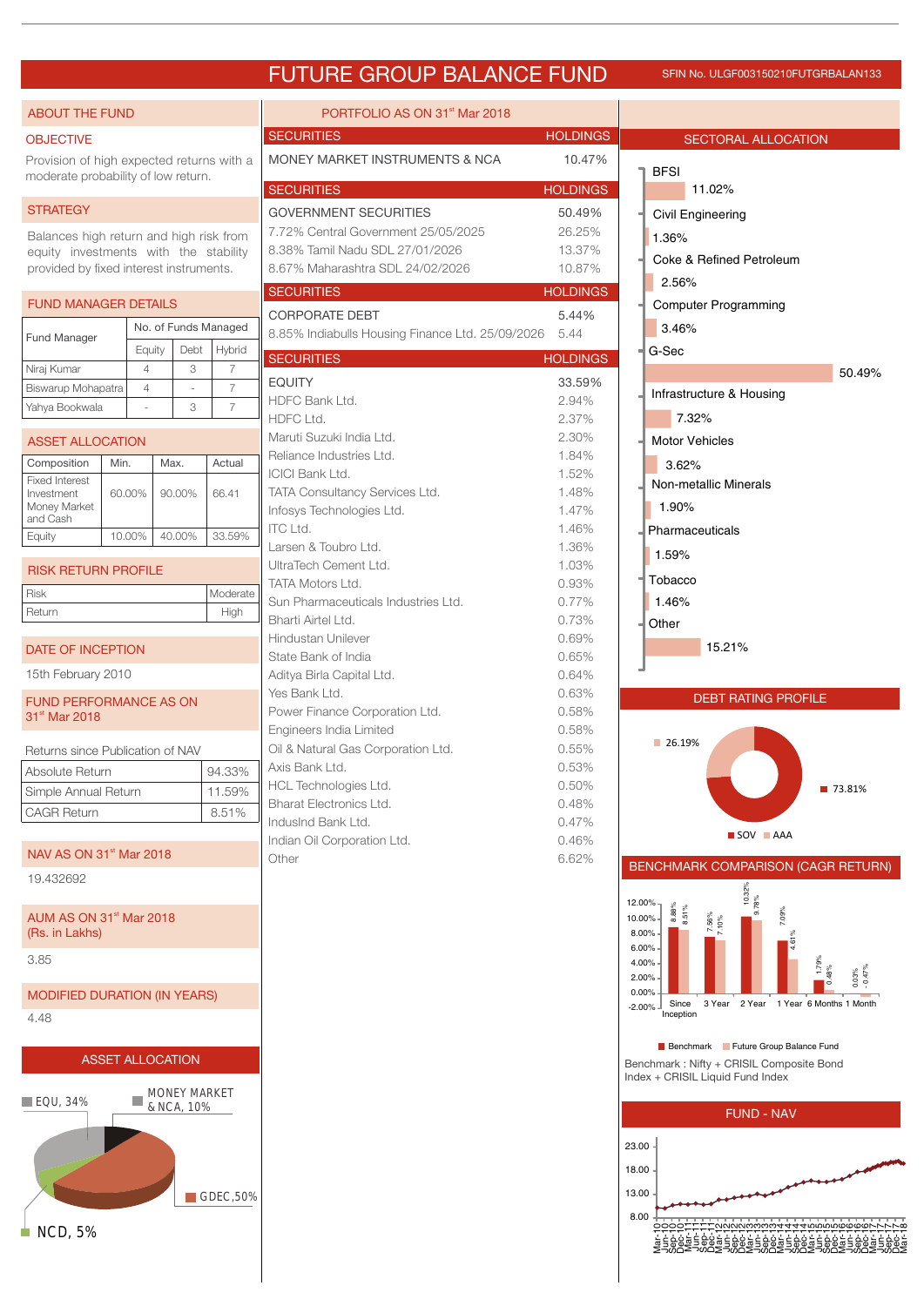# FUTURE GROUP BALANCE FUND

SFIN No. ULGF003150210FUTGRBALAN133

## ABOUT THE FUND

### OBJECTIVE

Provision of high expected returns with a moderate probability of low return.

### STRATEGY

Balances high return and high risk from equity investments with the stability provided by fixed interest instruments.

### FUND MANAGER DETAILS

| Fund Manager | No. of Funds Managed | | |
|---|---|---|---|
| | Equity | Debt | Hybrid |
| Niraj Kumar | 4 | 3 | 7 |
| Biswarup Mohapatra | 4 | - | 7 |
| Yahya Bookwala | - | 3 | 7 |

### ASSET ALLOCATION

| Composition | Min. | Max. | Actual |
|---|---|---|---|
| Fixed Interest Investment Money Market and Cash | 60.00% | 90.00% | 66.41 |
| Equity | 10.00% | 40.00% | 33.59% |

### RISK RETURN PROFILE

| | |
|---|---|
| Risk | Moderate |
| Return | High |

### DATE OF INCEPTION

15th February 2010

### FUND PERFORMANCE AS ON 31st Mar 2018

Returns since Publication of NAV

| | |
|---|---|
| Absolute Return | 94.33% |
| Simple Annual Return | 11.59% |
| CAGR Return | 8.51% |

### NAV AS ON 31st Mar 2018

19.432692

### AUM AS ON 31st Mar 2018 (Rs. in Lakhs)

3.85

### MODIFIED DURATION (IN YEARS)

4.48

### ASSET ALLOCATION

EQU, 34%; MONEY MARKET & NCA, 10%; GDEC, 50%; NCD, 5%

## PORTFOLIO AS ON 31st Mar 2018

| SECURITIES | HOLDINGS |
|---|---|
| MONEY MARKET INSTRUMENTS & NCA | 10.47% |

| SECURITIES | HOLDINGS |
|---|---|
| GOVERNMENT SECURITIES | 50.49% |
| 7.72% Central Government 25/05/2025 | 26.25% |
| 8.38% Tamil Nadu SDL 27/01/2026 | 13.37% |
| 8.67% Maharashtra SDL 24/02/2026 | 10.87% |

| SECURITIES | HOLDINGS |
|---|---|
| CORPORATE DEBT | 5.44% |
| 8.85% Indiabulls Housing Finance Ltd. 25/09/2026 | 5.44 |

| SECURITIES | HOLDINGS |
|---|---|
| EQUITY | 33.59% |
| HDFC Bank Ltd. | 2.94% |
| HDFC Ltd. | 2.37% |
| Maruti Suzuki India Ltd. | 2.30% |
| Reliance Industries Ltd. | 1.84% |
| ICICI Bank Ltd. | 1.52% |
| TATA Consultancy Services Ltd. | 1.48% |
| Infosys Technologies Ltd. | 1.47% |
| ITC Ltd. | 1.46% |
| Larsen & Toubro Ltd. | 1.36% |
| UltraTech Cement Ltd. | 1.03% |
| TATA Motors Ltd. | 0.93% |
| Sun Pharmaceuticals Industries Ltd. | 0.77% |
| Bharti Airtel Ltd. | 0.73% |
| Hindustan Unilever | 0.69% |
| State Bank of India | 0.65% |
| Aditya Birla Capital Ltd. | 0.64% |
| Yes Bank Ltd. | 0.63% |
| Power Finance Corporation Ltd. | 0.58% |
| Engineers India Limited | 0.58% |
| Oil & Natural Gas Corporation Ltd. | 0.55% |
| Axis Bank Ltd. | 0.53% |
| HCL Technologies Ltd. | 0.50% |
| Bharat Electronics Ltd. | 0.48% |
| IndusInd Bank Ltd. | 0.47% |
| Indian Oil Corporation Ltd. | 0.46% |
| Other | 6.62% |

## SECTORAL ALLOCATION

| Sector | Allocation |
|---|---|
| BFSI | 11.02% |
| Civil Engineering | 1.36% |
| Coke & Refined Petroleum | 2.56% |
| Computer Programming | 3.46% |
| G-Sec | 50.49% |
| Infrastructure & Housing | 7.32% |
| Motor Vehicles | 3.62% |
| Non-metallic Minerals | 1.90% |
| Pharmaceuticals | 1.59% |
| Tobacco | 1.46% |
| Other | 15.21% |

## DEBT RATING PROFILE

SOV: 73.81%; AAA: 26.19%

## BENCHMARK COMPARISON (CAGR RETURN)

| Period | Benchmark | Future Group Balance Fund |
|---|---|---|
| Since Inception | 8.88% | 8.51% |
| 3 Year | 7.56% | 7.10% |
| 2 Year | 10.32% | 9.78% |
| 1 Year | 7.09% | 4.61% |
| 6 Months | 1.79% | 0.48% |
| 1 Month | 0.03% | -0.47% |

Benchmark : Nifty + CRISIL Composite Bond Index + CRISIL Liquid Fund Index

## FUND - NAV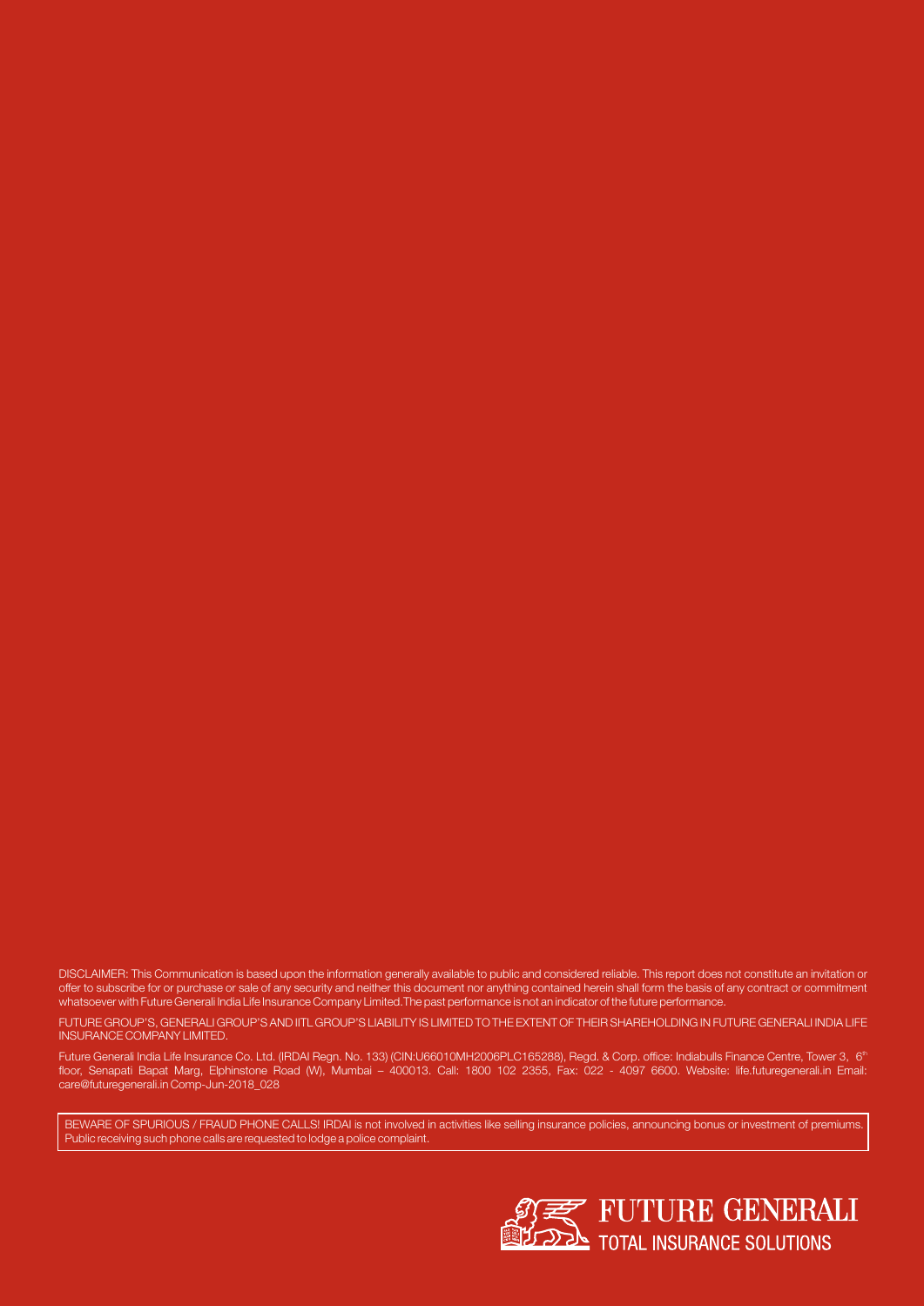DISCLAIMER: This Communication is based upon the information generally available to public and considered reliable. This report does not constitute an invitation or offer to subscribe for or purchase or sale of any security and neither this document nor anything contained herein shall form the basis of any contract or commitment whatsoever with Future Generali India Life Insurance Company Limited. The past performance is not an indicator of the future performance.

FUTURE GROUP'S, GENERALI GROUP'S AND IITL GROUP'S LIABILITY IS LIMITED TO THE EXTENT OF THEIR SHAREHOLDING IN FUTURE GENERALI INDIA LIFE INSURANCE COMPANY LIMITED.

Future Generali India Life Insurance Co. Ltd. (IRDAI Regn. No. 133) (CIN:U66010MH2006PLC165288), Regd. & Corp. office: Indiabulls Finance Centre, Tower 3, 6th floor, Senapati Bapat Marg, Elphinstone Road (W), Mumbai – 400013. Call: 1800 102 2355, Fax: 022 - 4097 6600. Website: life.futuregenerali.in Email: care@futuregenerali.in Comp-Jun-2018_028

BEWARE OF SPURIOUS / FRAUD PHONE CALLS! IRDAI is not involved in activities like selling insurance policies, announcing bonus or investment of premiums. Public receiving such phone calls are requested to lodge a police complaint.

FUTURE GENERALI
TOTAL INSURANCE SOLUTIONS